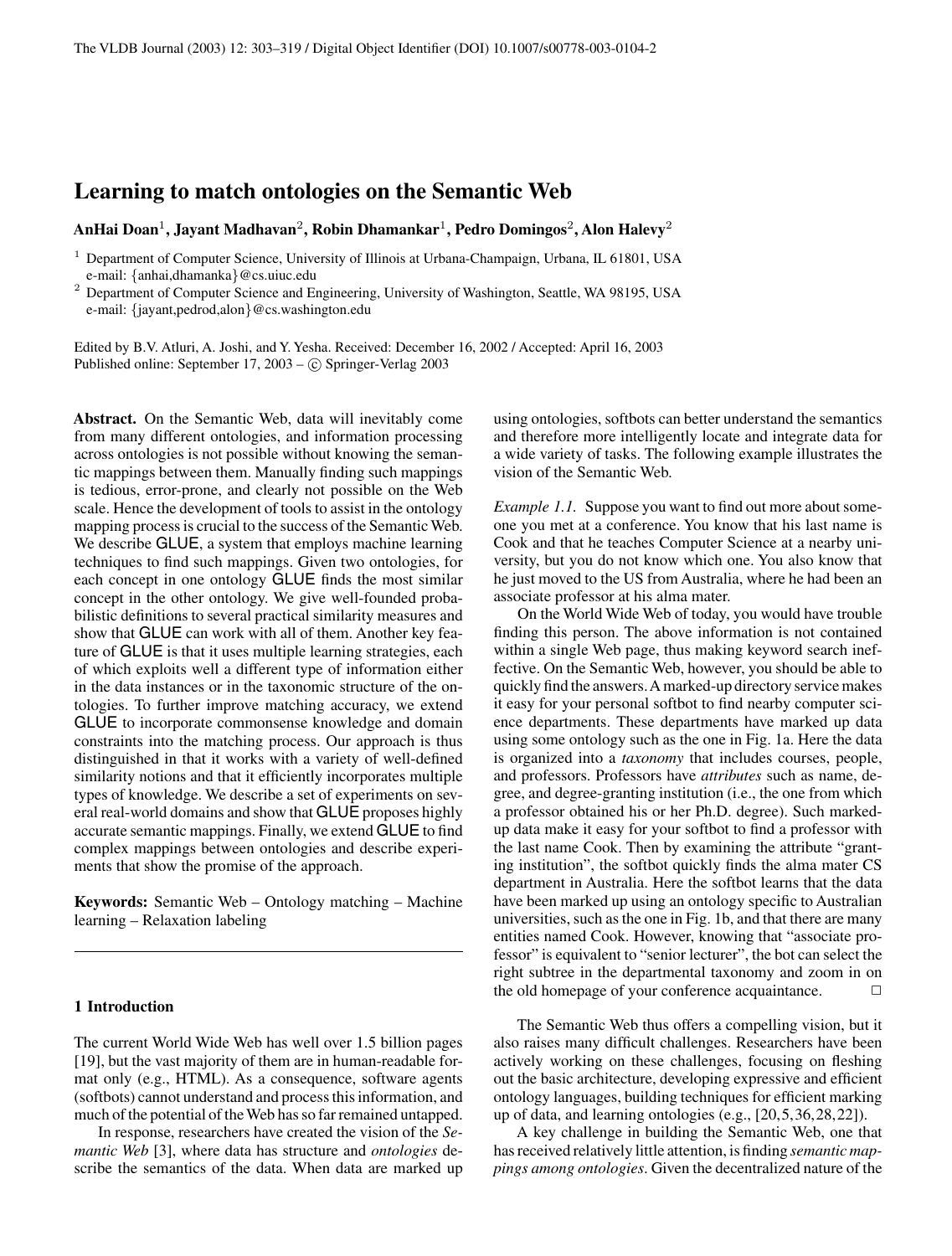# Learning to match ontologies on the Semantic Web

**AnHai Doan**[1], **Jayant Madhavan**[2], **Robin Dhamankar**[1], **Pedro Domingos**[2], **Alon Halevy**[2]

[1] Department of Computer Science, University of Illinois at Urbana-Champaign, Urbana, IL 61801, USA
e-mail: {anhai,dhamanka}@cs.uiuc.edu

[2] Department of Computer Science and Engineering, University of Washington, Seattle, WA 98195, USA
e-mail: {jayant,pedrod,alon}@cs.washington.edu

Edited by B.V. Atluri, A. Joshi, and Y. Yesha. Received: December 16, 2002 / Accepted: April 16, 2003
Published online: September 17, 2003 – © Springer-Verlag 2003

**Abstract.** On the Semantic Web, data will inevitably come from many different ontologies, and information processing across ontologies is not possible without knowing the semantic mappings between them. Manually finding such mappings is tedious, error-prone, and clearly not possible on the Web scale. Hence the development of tools to assist in the ontology mapping process is crucial to the success of the Semantic Web. We describe GLUE, a system that employs machine learning techniques to find such mappings. Given two ontologies, for each concept in one ontology GLUE finds the most similar concept in the other ontology. We give well-founded probabilistic definitions to several practical similarity measures and show that GLUE can work with all of them. Another key feature of GLUE is that it uses multiple learning strategies, each of which exploits well a different type of information either in the data instances or in the taxonomic structure of the ontologies. To further improve matching accuracy, we extend GLUE to incorporate commonsense knowledge and domain constraints into the matching process. Our approach is thus distinguished in that it works with a variety of well-defined similarity notions and that it efficiently incorporates multiple types of knowledge. We describe a set of experiments on several real-world domains and show that GLUE proposes highly accurate semantic mappings. Finally, we extend GLUE to find complex mappings between ontologies and describe experiments that show the promise of the approach.

**Keywords:** Semantic Web – Ontology matching – Machine learning – Relaxation labeling

## 1 Introduction

The current World Wide Web has well over 1.5 billion pages [19], but the vast majority of them are in human-readable format only (e.g., HTML). As a consequence, software agents (softbots) cannot understand and process this information, and much of the potential of the Web has so far remained untapped.

In response, researchers have created the vision of the *Semantic Web* [3], where data has structure and *ontologies* describe the semantics of the data. When data are marked up using ontologies, softbots can better understand the semantics and therefore more intelligently locate and integrate data for a wide variety of tasks. The following example illustrates the vision of the Semantic Web.

*Example 1.1.* Suppose you want to find out more about someone you met at a conference. You know that his last name is Cook and that he teaches Computer Science at a nearby university, but you do not know which one. You also know that he just moved to the US from Australia, where he had been an associate professor at his alma mater.

On the World Wide Web of today, you would have trouble finding this person. The above information is not contained within a single Web page, thus making keyword search ineffective. On the Semantic Web, however, you should be able to quickly find the answers. A marked-up directory service makes it easy for your personal softbot to find nearby computer science departments. These departments have marked up data using some ontology such as the one in Fig. 1a. Here the data is organized into a *taxonomy* that includes courses, people, and professors. Professors have *attributes* such as name, degree, and degree-granting institution (i.e., the one from which a professor obtained his or her Ph.D. degree). Such marked-up data make it easy for your softbot to find a professor with the last name Cook. Then by examining the attribute "granting institution", the softbot quickly finds the alma mater CS department in Australia. Here the softbot learns that the data have been marked up using an ontology specific to Australian universities, such as the one in Fig. 1b, and that there are many entities named Cook. However, knowing that "associate professor" is equivalent to "senior lecturer", the bot can select the right subtree in the departmental taxonomy and zoom in on the old homepage of your conference acquaintance. □

The Semantic Web thus offers a compelling vision, but it also raises many difficult challenges. Researchers have been actively working on these challenges, focusing on fleshing out the basic architecture, developing expressive and efficient ontology languages, building techniques for efficient marking up of data, and learning ontologies (e.g., [20,5,36,28,22]).

A key challenge in building the Semantic Web, one that has received relatively little attention, is finding *semantic mappings among ontologies*. Given the decentralized nature of the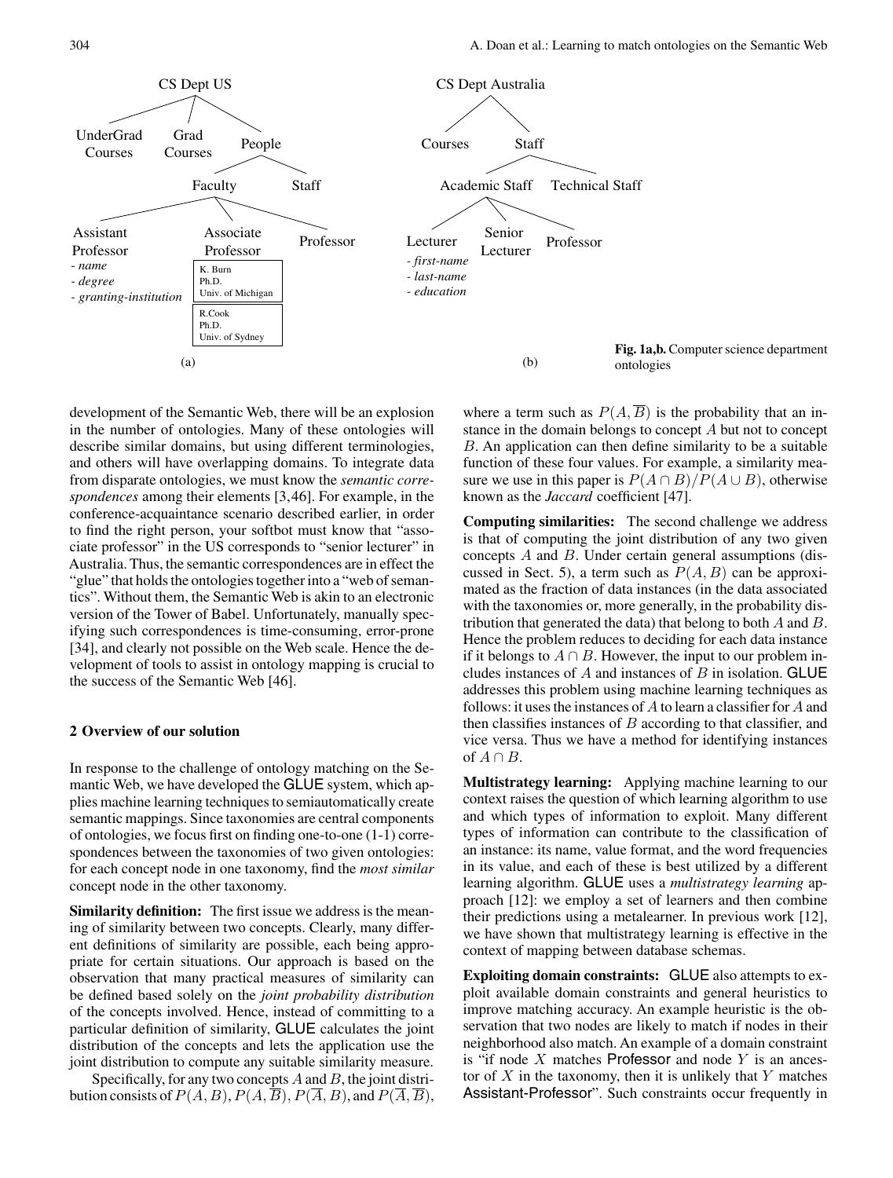**Fig. 1a,b.** Computer science department ontologies

development of the Semantic Web, there will be an explosion in the number of ontologies. Many of these ontologies will describe similar domains, but using different terminologies, and others will have overlapping domains. To integrate data from disparate ontologies, we must know the *semantic correspondences* among their elements [3,46]. For example, in the conference-acquaintance scenario described earlier, in order to find the right person, your softbot must know that "associate professor" in the US corresponds to "senior lecturer" in Australia. Thus, the semantic correspondences are in effect the "glue" that holds the ontologies together into a "web of semantics". Without them, the Semantic Web is akin to an electronic version of the Tower of Babel. Unfortunately, manually specifying such correspondences is time-consuming, error-prone [34], and clearly not possible on the Web scale. Hence the development of tools to assist in ontology mapping is crucial to the success of the Semantic Web [46].

## 2 Overview of our solution

In response to the challenge of ontology matching on the Semantic Web, we have developed the GLUE system, which applies machine learning techniques to semiautomatically create semantic mappings. Since taxonomies are central components of ontologies, we focus first on finding one-to-one (1-1) correspondences between the taxonomies of two given ontologies: for each concept node in one taxonomy, find the *most similar* concept node in the other taxonomy.

**Similarity definition:** The first issue we address is the meaning of similarity between two concepts. Clearly, many different definitions of similarity are possible, each being appropriate for certain situations. Our approach is based on the observation that many practical measures of similarity can be defined based solely on the *joint probability distribution* of the concepts involved. Hence, instead of committing to a particular definition of similarity, GLUE calculates the joint distribution of the concepts and lets the application use the joint distribution to compute any suitable similarity measure.

Specifically, for any two concepts $A$ and $B$, the joint distribution consists of $P(A,B)$, $P(A,\overline{B})$, $P(\overline{A},B)$, and $P(\overline{A},\overline{B})$, where a term such as $P(A,\overline{B})$ is the probability that an instance in the domain belongs to concept $A$ but not to concept $B$. An application can then define similarity to be a suitable function of these four values. For example, a similarity measure we use in this paper is $P(A \cap B)/P(A \cup B)$, otherwise known as the *Jaccard* coefficient [47].

**Computing similarities:** The second challenge we address is that of computing the joint distribution of any two given concepts $A$ and $B$. Under certain general assumptions (discussed in Sect. 5), a term such as $P(A,B)$ can be approximated as the fraction of data instances (in the data associated with the taxonomies or, more generally, in the probability distribution that generated the data) that belong to both $A$ and $B$. Hence the problem reduces to deciding for each data instance if it belongs to $A \cap B$. However, the input to our problem includes instances of $A$ and instances of $B$ in isolation. GLUE addresses this problem using machine learning techniques as follows: it uses the instances of $A$ to learn a classifier for $A$ and then classifies instances of $B$ according to that classifier, and vice versa. Thus we have a method for identifying instances of $A \cap B$.

**Multistrategy learning:** Applying machine learning to our context raises the question of which learning algorithm to use and which types of information to exploit. Many different types of information can contribute to the classification of an instance: its name, value format, and the word frequencies in its value, and each of these is best utilized by a different learning algorithm. GLUE uses a *multistrategy learning* approach [12]: we employ a set of learners and then combine their predictions using a metalearner. In previous work [12], we have shown that multistrategy learning is effective in the context of mapping between database schemas.

**Exploiting domain constraints:** GLUE also attempts to exploit available domain constraints and general heuristics to improve matching accuracy. An example heuristic is the observation that two nodes are likely to match if nodes in their neighborhood also match. An example of a domain constraint is "if node $X$ matches Professor and node $Y$ is an ancestor of $X$ in the taxonomy, then it is unlikely that $Y$ matches Assistant-Professor". Such constraints occur frequently in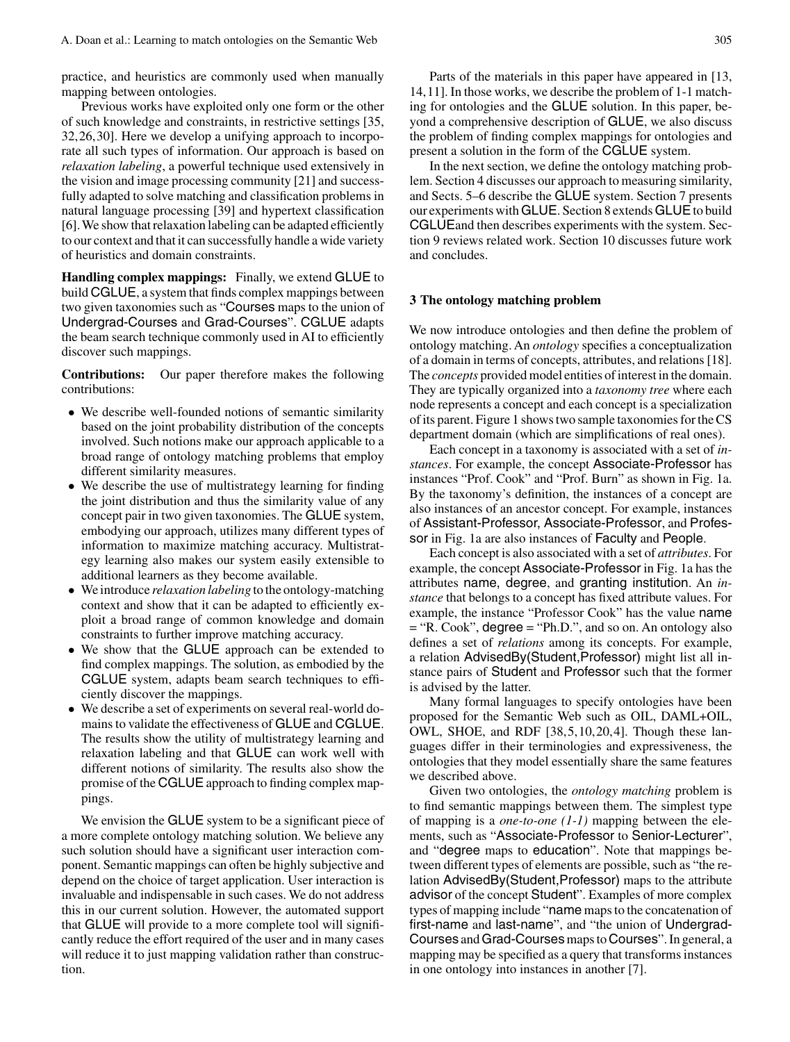practice, and heuristics are commonly used when manually mapping between ontologies.

Previous works have exploited only one form or the other of such knowledge and constraints, in restrictive settings [35, 32, 26, 30]. Here we develop a unifying approach to incorporate all such types of information. Our approach is based on *relaxation labeling*, a powerful technique used extensively in the vision and image processing community [21] and successfully adapted to solve matching and classification problems in natural language processing [39] and hypertext classification [6]. We show that relaxation labeling can be adapted efficiently to our context and that it can successfully handle a wide variety of heuristics and domain constraints.

**Handling complex mappings:** Finally, we extend GLUE to build CGLUE, a system that finds complex mappings between two given taxonomies such as "Courses maps to the union of Undergrad-Courses and Grad-Courses". CGLUE adapts the beam search technique commonly used in AI to efficiently discover such mappings.

**Contributions:** Our paper therefore makes the following contributions:

- We describe well-founded notions of semantic similarity based on the joint probability distribution of the concepts involved. Such notions make our approach applicable to a broad range of ontology matching problems that employ different similarity measures.
- We describe the use of multistrategy learning for finding the joint distribution and thus the similarity value of any concept pair in two given taxonomies. The GLUE system, embodying our approach, utilizes many different types of information to maximize matching accuracy. Multistrategy learning also makes our system easily extensible to additional learners as they become available.
- We introduce *relaxation labeling* to the ontology-matching context and show that it can be adapted to efficiently exploit a broad range of common knowledge and domain constraints to further improve matching accuracy.
- We show that the GLUE approach can be extended to find complex mappings. The solution, as embodied by the CGLUE system, adapts beam search techniques to efficiently discover the mappings.
- We describe a set of experiments on several real-world domains to validate the effectiveness of GLUE and CGLUE. The results show the utility of multistrategy learning and relaxation labeling and that GLUE can work well with different notions of similarity. The results also show the promise of the CGLUE approach to finding complex mappings.

We envision the GLUE system to be a significant piece of a more complete ontology matching solution. We believe any such solution should have a significant user interaction component. Semantic mappings can often be highly subjective and depend on the choice of target application. User interaction is invaluable and indispensable in such cases. We do not address this in our current solution. However, the automated support that GLUE will provide to a more complete tool will significantly reduce the effort required of the user and in many cases will reduce it to just mapping validation rather than construction.

Parts of the materials in this paper have appeared in [13, 14, 11]. In those works, we describe the problem of 1-1 matching for ontologies and the GLUE solution. In this paper, beyond a comprehensive description of GLUE, we also discuss the problem of finding complex mappings for ontologies and present a solution in the form of the CGLUE system.

In the next section, we define the ontology matching problem. Section 4 discusses our approach to measuring similarity, and Sects. 5–6 describe the GLUE system. Section 7 presents our experiments with GLUE. Section 8 extends GLUE to build CGLUEand then describes experiments with the system. Section 9 reviews related work. Section 10 discusses future work and concludes.

## 3 The ontology matching problem

We now introduce ontologies and then define the problem of ontology matching. An *ontology* specifies a conceptualization of a domain in terms of concepts, attributes, and relations [18]. The *concepts* provided model entities of interest in the domain. They are typically organized into a *taxonomy tree* where each node represents a concept and each concept is a specialization of its parent. Figure 1 shows two sample taxonomies for the CS department domain (which are simplifications of real ones).

Each concept in a taxonomy is associated with a set of *instances*. For example, the concept Associate-Professor has instances "Prof. Cook" and "Prof. Burn" as shown in Fig. 1a. By the taxonomy's definition, the instances of a concept are also instances of an ancestor concept. For example, instances of Assistant-Professor, Associate-Professor, and Professor in Fig. 1a are also instances of Faculty and People.

Each concept is also associated with a set of *attributes*. For example, the concept Associate-Professor in Fig. 1a has the attributes name, degree, and granting institution. An *instance* that belongs to a concept has fixed attribute values. For example, the instance "Professor Cook" has the value name = "R. Cook", degree = "Ph.D.", and so on. An ontology also defines a set of *relations* among its concepts. For example, a relation AdvisedBy(Student,Professor) might list all instance pairs of Student and Professor such that the former is advised by the latter.

Many formal languages to specify ontologies have been proposed for the Semantic Web such as OIL, DAML+OIL, OWL, SHOE, and RDF [38, 5, 10, 20, 4]. Though these languages differ in their terminologies and expressiveness, the ontologies that they model essentially share the same features we described above.

Given two ontologies, the *ontology matching* problem is to find semantic mappings between them. The simplest type of mapping is a *one-to-one (1-1)* mapping between the elements, such as "Associate-Professor to Senior-Lecturer", and "degree maps to education". Note that mappings between different types of elements are possible, such as "the relation AdvisedBy(Student,Professor) maps to the attribute advisor of the concept Student". Examples of more complex types of mapping include "name maps to the concatenation of first-name and last-name", and "the union of Undergrad-Courses and Grad-Courses maps to Courses". In general, a mapping may be specified as a query that transforms instances in one ontology into instances in another [7].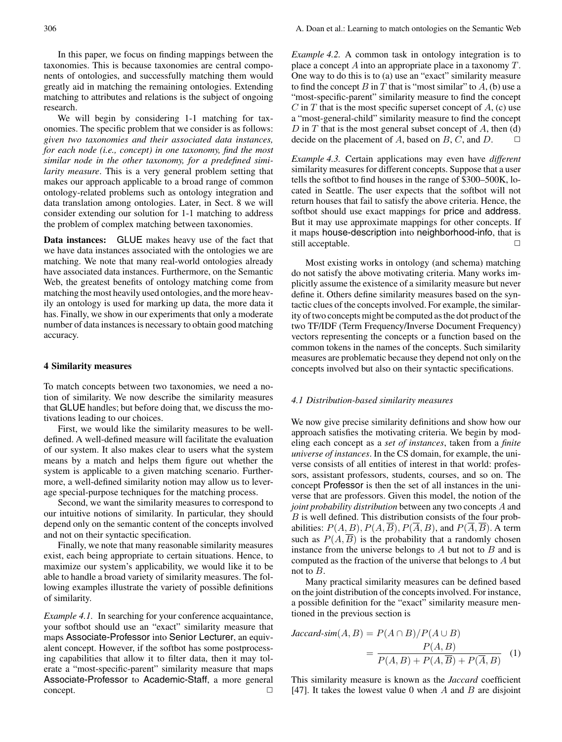In this paper, we focus on finding mappings between the taxonomies. This is because taxonomies are central components of ontologies, and successfully matching them would greatly aid in matching the remaining ontologies. Extending matching to attributes and relations is the subject of ongoing research.

We will begin by considering 1-1 matching for taxonomies. The specific problem that we consider is as follows: *given two taxonomies and their associated data instances, for each node (i.e., concept) in one taxonomy, find the most similar node in the other taxonomy, for a predefined similarity measure*. This is a very general problem setting that makes our approach applicable to a broad range of common ontology-related problems such as ontology integration and data translation among ontologies. Later, in Sect. 8 we will consider extending our solution for 1-1 matching to address the problem of complex matching between taxonomies.

**Data instances:** GLUE makes heavy use of the fact that we have data instances associated with the ontologies we are matching. We note that many real-world ontologies already have associated data instances. Furthermore, on the Semantic Web, the greatest benefits of ontology matching come from matching the most heavily used ontologies, and the more heavily an ontology is used for marking up data, the more data it has. Finally, we show in our experiments that only a moderate number of data instances is necessary to obtain good matching accuracy.

## 4 Similarity measures

To match concepts between two taxonomies, we need a notion of similarity. We now describe the similarity measures that GLUE handles; but before doing that, we discuss the motivations leading to our choices.

First, we would like the similarity measures to be well-defined. A well-defined measure will facilitate the evaluation of our system. It also makes clear to users what the system means by a match and helps them figure out whether the system is applicable to a given matching scenario. Furthermore, a well-defined similarity notion may allow us to leverage special-purpose techniques for the matching process.

Second, we want the similarity measures to correspond to our intuitive notions of similarity. In particular, they should depend only on the semantic content of the concepts involved and not on their syntactic specification.

Finally, we note that many reasonable similarity measures exist, each being appropriate to certain situations. Hence, to maximize our system's applicability, we would like it to be able to handle a broad variety of similarity measures. The following examples illustrate the variety of possible definitions of similarity.

*Example 4.1.* In searching for your conference acquaintance, your softbot should use an "exact" similarity measure that maps Associate-Professor into Senior Lecturer, an equivalent concept. However, if the softbot has some postprocessing capabilities that allow it to filter data, then it may tolerate a "most-specific-parent" similarity measure that maps Associate-Professor to Academic-Staff, a more general concept. □

*Example 4.2.* A common task in ontology integration is to place a concept $A$ into an appropriate place in a taxonomy $T$. One way to do this is to (a) use an "exact" similarity measure to find the concept $B$ in $T$ that is "most similar" to $A$, (b) use a "most-specific-parent" similarity measure to find the concept $C$ in $T$ that is the most specific superset concept of $A$, (c) use a "most-general-child" similarity measure to find the concept $D$ in $T$ that is the most general subset concept of $A$, then (d) decide on the placement of $A$, based on $B$, $C$, and $D$. □

*Example 4.3.* Certain applications may even have *different* similarity measures for different concepts. Suppose that a user tells the softbot to find houses in the range of $300–500K, located in Seattle. The user expects that the softbot will not return houses that fail to satisfy the above criteria. Hence, the softbot should use exact mappings for price and address. But it may use approximate mappings for other concepts. If it maps house-description into neighborhood-info, that is still acceptable. □

Most existing works in ontology (and schema) matching do not satisfy the above motivating criteria. Many works implicitly assume the existence of a similarity measure but never define it. Others define similarity measures based on the syntactic clues of the concepts involved. For example, the similarity of two concepts might be computed as the dot product of the two TF/IDF (Term Frequency/Inverse Document Frequency) vectors representing the concepts or a function based on the common tokens in the names of the concepts. Such similarity measures are problematic because they depend not only on the concepts involved but also on their syntactic specifications.

### 4.1 Distribution-based similarity measures

We now give precise similarity definitions and show how our approach satisfies the motivating criteria. We begin by modeling each concept as a *set of instances*, taken from a *finite universe of instances*. In the CS domain, for example, the universe consists of all entities of interest in that world: professors, assistant professors, students, courses, and so on. The concept Professor is then the set of all instances in the universe that are professors. Given this model, the notion of the *joint probability distribution* between any two concepts $A$ and $B$ is well defined. This distribution consists of the four probabilities: $P(A,B)$, $P(A,\overline{B})$, $P(\overline{A},B)$, and $P(\overline{A},\overline{B})$. A term such as $P(A,\overline{B})$ is the probability that a randomly chosen instance from the universe belongs to $A$ but not to $B$ and is computed as the fraction of the universe that belongs to $A$ but not to $B$.

Many practical similarity measures can be defined based on the joint distribution of the concepts involved. For instance, a possible definition for the "exact" similarity measure mentioned in the previous section is

$$\textit{Jaccard-sim}(A,B) = P(A \cap B)/P(A \cup B) = \frac{P(A,B)}{P(A,B) + P(A,\overline{B}) + P(\overline{A},B)} \quad (1)$$

This similarity measure is known as the *Jaccard* coefficient [47]. It takes the lowest value 0 when $A$ and $B$ are disjoint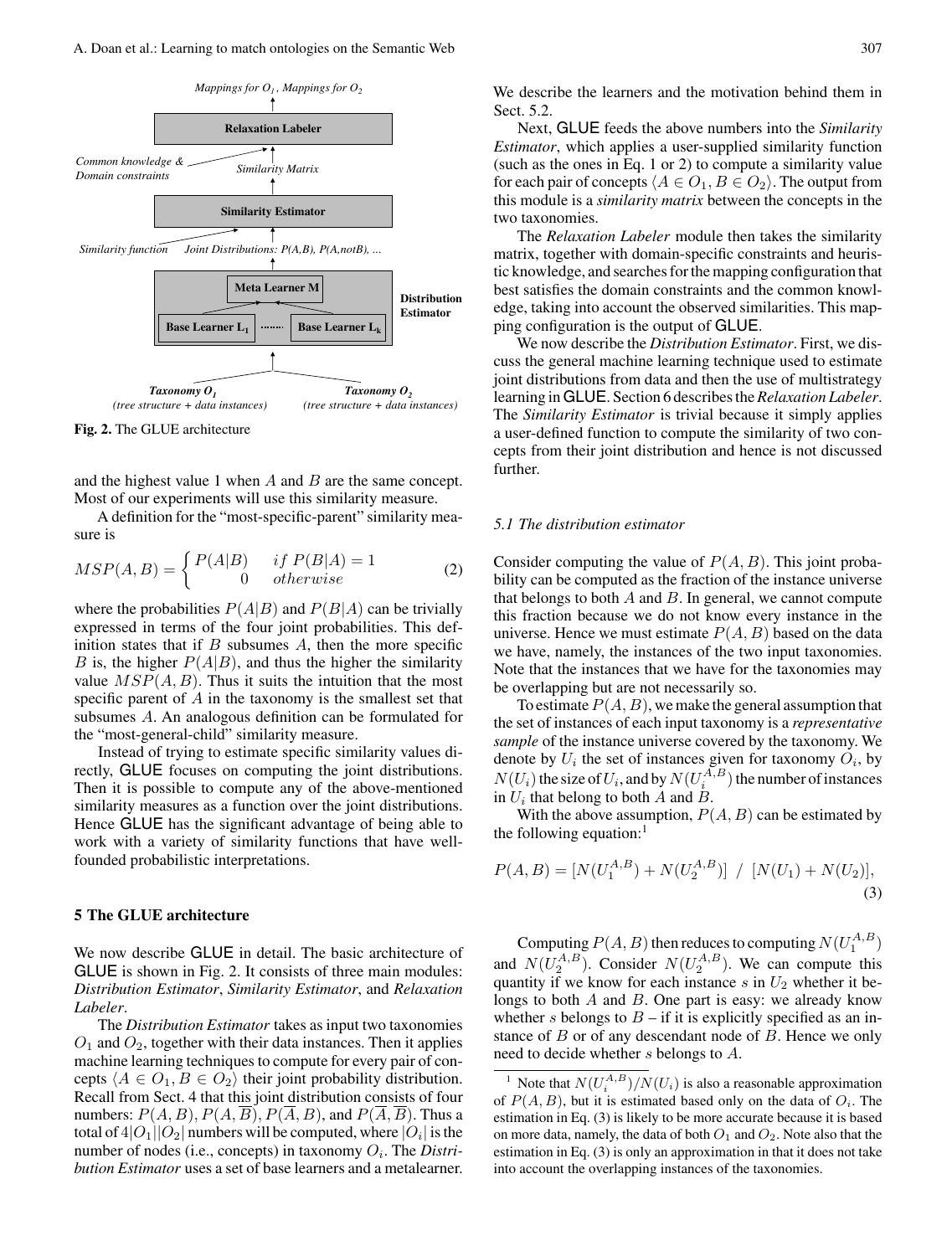and the highest value 1 when $A$ and $B$ are the same concept. Most of our experiments will use this similarity measure.

A definition for the "most-specific-parent" similarity measure is

$$MSP(A, B) = \begin{cases} P(A|B) & if\ P(B|A) = 1 \\ 0 & otherwise \end{cases} \quad (2)$$

where the probabilities $P(A|B)$ and $P(B|A)$ can be trivially expressed in terms of the four joint probabilities. This definition states that if $B$ subsumes $A$, then the more specific $B$ is, the higher $P(A|B)$, and thus the higher the similarity value $MSP(A, B)$. Thus it suits the intuition that the most specific parent of $A$ in the taxonomy is the smallest set that subsumes $A$. An analogous definition can be formulated for the "most-general-child" similarity measure.

Instead of trying to estimate specific similarity values directly, GLUE focuses on computing the joint distributions. Then it is possible to compute any of the above-mentioned similarity measures as a function over the joint distributions. Hence GLUE has the significant advantage of being able to work with a variety of similarity functions that have well-founded probabilistic interpretations.

## 5 The GLUE architecture

We now describe GLUE in detail. The basic architecture of GLUE is shown in Fig. 2. It consists of three main modules: *Distribution Estimator*, *Similarity Estimator*, and *Relaxation Labeler*.

The *Distribution Estimator* takes as input two taxonomies $O_1$ and $O_2$, together with their data instances. Then it applies machine learning techniques to compute for every pair of concepts $\langle A \in O_1, B \in O_2 \rangle$ their joint probability distribution. Recall from Sect. 4 that this joint distribution consists of four numbers: $P(A, B)$, $P(A, \overline{B})$, $P(\overline{A}, B)$, and $P(\overline{A}, \overline{B})$. Thus a total of $4|O_1||O_2|$ numbers will be computed, where $|O_i|$ is the number of nodes (i.e., concepts) in taxonomy $O_i$. The *Distribution Estimator* uses a set of base learners and a metalearner. We describe the learners and the motivation behind them in Sect. 5.2.

Next, GLUE feeds the above numbers into the *Similarity Estimator*, which applies a user-supplied similarity function (such as the ones in Eq. 1 or 2) to compute a similarity value for each pair of concepts $\langle A \in O_1, B \in O_2 \rangle$. The output from this module is a *similarity matrix* between the concepts in the two taxonomies.

The *Relaxation Labeler* module then takes the similarity matrix, together with domain-specific constraints and heuristic knowledge, and searches for the mapping configuration that best satisfies the domain constraints and the common knowledge, taking into account the observed similarities. This mapping configuration is the output of GLUE.

We now describe the *Distribution Estimator*. First, we discuss the general machine learning technique used to estimate joint distributions from data and then the use of multistrategy learning in GLUE. Section 6 describes the *Relaxation Labeler*. The *Similarity Estimator* is trivial because it simply applies a user-defined function to compute the similarity of two concepts from their joint distribution and hence is not discussed further.

Mappings for $O_1$, Mappings for $O_2$

Relaxation Labeler

Common knowledge & Domain constraints

Similarity Matrix

Similarity Estimator

Similarity function

Joint Distributions: P(A,B), P(A,notB), ...

Meta Learner M

Base Learner $L_1$ ······ Base Learner $L_k$

Distribution Estimator

Taxonomy $O_1$ (tree structure + data instances)

Taxonomy $O_2$ (tree structure + data instances)

**Fig. 2.** The GLUE architecture

### 5.1 The distribution estimator

Consider computing the value of $P(A, B)$. This joint probability can be computed as the fraction of the instance universe that belongs to both $A$ and $B$. In general, we cannot compute this fraction because we do not know every instance in the universe. Hence we must estimate $P(A, B)$ based on the data we have, namely, the instances of the two input taxonomies. Note that the instances that we have for the taxonomies may be overlapping but are not necessarily so.

To estimate $P(A, B)$, we make the general assumption that the set of instances of each input taxonomy is a *representative sample* of the instance universe covered by the taxonomy. We denote by $U_i$ the set of instances given for taxonomy $O_i$, by $N(U_i)$ the size of $U_i$, and by $N(U_i^{A,B})$ the number of instances in $U_i$ that belong to both $A$ and $B$.

With the above assumption, $P(A, B)$ can be estimated by the following equation:[1]

$$P(A, B) = [N(U_1^{A,B}) + N(U_2^{A,B})] \ / \ [N(U_1) + N(U_2)], \quad (3)$$

Computing $P(A, B)$ then reduces to computing $N(U_1^{A,B})$ and $N(U_2^{A,B})$. Consider $N(U_2^{A,B})$. We can compute this quantity if we know for each instance $s$ in $U_2$ whether it belongs to both $A$ and $B$. One part is easy: we already know whether $s$ belongs to $B$ – if it is explicitly specified as an instance of $B$ or of any descendant node of $B$. Hence we only need to decide whether $s$ belongs to $A$.

[1] Note that $N(U_i^{A,B})/N(U_i)$ is also a reasonable approximation of $P(A, B)$, but it is estimated based only on the data of $O_i$. The estimation in Eq. (3) is likely to be more accurate because it is based on more data, namely, the data of both $O_1$ and $O_2$. Note also that the estimation in Eq. (3) is only an approximation in that it does not take into account the overlapping instances of the taxonomies.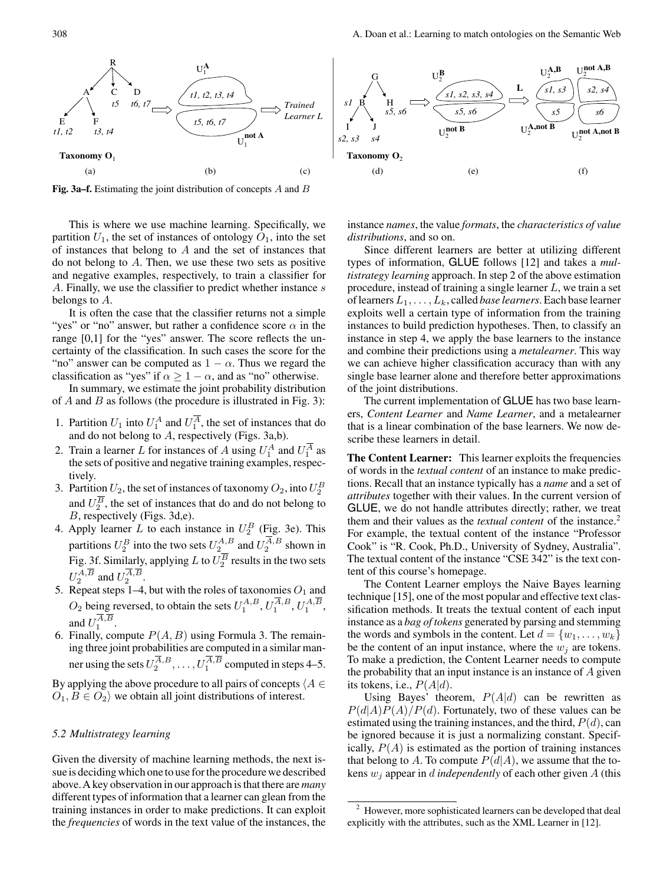**Fig. 3a–f.** Estimating the joint distribution of concepts $A$ and $B$

This is where we use machine learning. Specifically, we partition $U_1$, the set of instances of ontology $O_1$, into the set of instances that belong to $A$ and the set of instances that do not belong to $A$. Then, we use these two sets as positive and negative examples, respectively, to train a classifier for $A$. Finally, we use the classifier to predict whether instance $s$ belongs to $A$.

It is often the case that the classifier returns not a simple "yes" or "no" answer, but rather a confidence score $\alpha$ in the range [0,1] for the "yes" answer. The score reflects the uncertainty of the classification. In such cases the score for the "no" answer can be computed as $1 - \alpha$. Thus we regard the classification as "yes" if $\alpha \geq 1 - \alpha$, and as "no" otherwise.

In summary, we estimate the joint probability distribution of $A$ and $B$ as follows (the procedure is illustrated in Fig. 3):

1. Partition $U_1$ into $U_1^A$ and $U_1^{\overline{A}}$, the set of instances that do and do not belong to $A$, respectively (Figs. 3a,b).
2. Train a learner $L$ for instances of $A$ using $U_1^A$ and $U_1^{\overline{A}}$ as the sets of positive and negative training examples, respectively.
3. Partition $U_2$, the set of instances of taxonomy $O_2$, into $U_2^B$ and $U_2^{\overline{B}}$, the set of instances that do and do not belong to $B$, respectively (Figs. 3d,e).
4. Apply learner $L$ to each instance in $U_2^B$ (Fig. 3e). This partitions $U_2^B$ into the two sets $U_2^{A,B}$ and $U_2^{\overline{A},B}$ shown in Fig. 3f. Similarly, applying $L$ to $U_2^{\overline{B}}$ results in the two sets $U_2^{A,\overline{B}}$ and $U_2^{\overline{A},\overline{B}}$.
5. Repeat steps 1–4, but with the roles of taxonomies $O_1$ and $O_2$ being reversed, to obtain the sets $U_1^{A,B}, U_1^{\overline{A},B}, U_1^{A,\overline{B}}$, and $U_1^{\overline{A},\overline{B}}$.
6. Finally, compute $P(A, B)$ using Formula 3. The remaining three joint probabilities are computed in a similar manner using the sets $U_2^{\overline{A},B}, \ldots, U_1^{\overline{A},\overline{B}}$ computed in steps 4–5.

By applying the above procedure to all pairs of concepts $\langle A \in O_1, B \in O_2 \rangle$ we obtain all joint distributions of interest.

### 5.2 Multistrategy learning

Given the diversity of machine learning methods, the next issue is deciding which one to use for the procedure we described above. A key observation in our approach is that there are *many* different types of information that a learner can glean from the training instances in order to make predictions. It can exploit the *frequencies* of words in the text value of the instances, the instance *names*, the value *formats*, the *characteristics of value distributions*, and so on.

Since different learners are better at utilizing different types of information, GLUE follows [12] and takes a *multistrategy learning* approach. In step 2 of the above estimation procedure, instead of training a single learner $L$, we train a set of learners $L_1, \ldots, L_k$, called *base learners*. Each base learner exploits well a certain type of information from the training instances to build prediction hypotheses. Then, to classify an instance in step 4, we apply the base learners to the instance and combine their predictions using a *metalearner*. This way we can achieve higher classification accuracy than with any single base learner alone and therefore better approximations of the joint distributions.

The current implementation of GLUE has two base learners, *Content Learner* and *Name Learner*, and a metalearner that is a linear combination of the base learners. We now describe these learners in detail.

**The Content Learner:** This learner exploits the frequencies of words in the *textual content* of an instance to make predictions. Recall that an instance typically has a *name* and a set of *attributes* together with their values. In the current version of GLUE, we do not handle attributes directly; rather, we treat them and their values as the *textual content* of the instance.[2] For example, the textual content of the instance "Professor Cook" is "R. Cook, Ph.D., University of Sydney, Australia". The textual content of the instance "CSE 342" is the text content of this course's homepage.

The Content Learner employs the Naive Bayes learning technique [15], one of the most popular and effective text classification methods. It treats the textual content of each input instance as a *bag of tokens* generated by parsing and stemming the words and symbols in the content. Let $d = \{w_1, \ldots, w_k\}$ be the content of an input instance, where the $w_j$ are tokens. To make a prediction, the Content Learner needs to compute the probability that an input instance is an instance of $A$ given its tokens, i.e., $P(A|d)$.

Using Bayes' theorem, $P(A|d)$ can be rewritten as $P(d|A)P(A)/P(d)$. Fortunately, two of these values can be estimated using the training instances, and the third, $P(d)$, can be ignored because it is just a normalizing constant. Specifically, $P(A)$ is estimated as the portion of training instances that belong to $A$. To compute $P(d|A)$, we assume that the tokens $w_j$ appear in $d$ *independently* of each other given $A$ (this

[2] However, more sophisticated learners can be developed that deal explicitly with the attributes, such as the XML Learner in [12].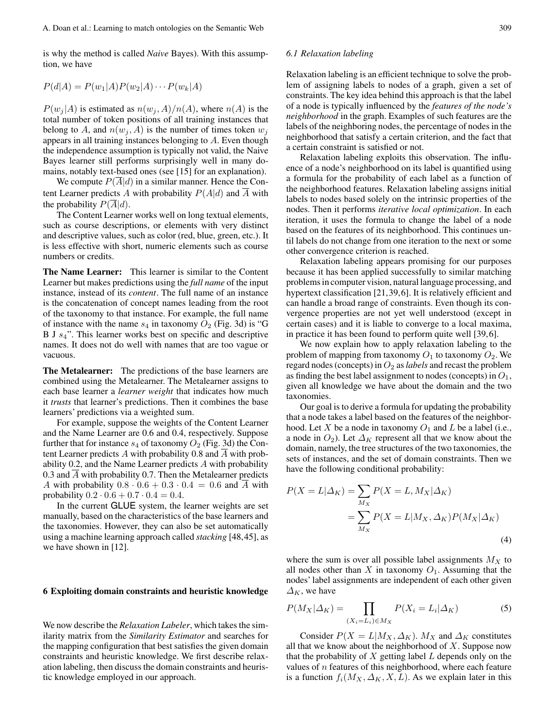is why the method is called *Naive* Bayes). With this assumption, we have

$$P(d|A) = P(w_1|A)P(w_2|A) \cdots P(w_k|A)$$

$P(w_j|A)$ is estimated as $n(w_j, A)/n(A)$, where $n(A)$ is the total number of token positions of all training instances that belong to $A$, and $n(w_j, A)$ is the number of times token $w_j$ appears in all training instances belonging to $A$. Even though the independence assumption is typically not valid, the Naive Bayes learner still performs surprisingly well in many domains, notably text-based ones (see [15] for an explanation).

We compute $P(\overline{A}|d)$ in a similar manner. Hence the Content Learner predicts $A$ with probability $P(A|d)$ and $\overline{A}$ with the probability $P(\overline{A}|d)$.

The Content Learner works well on long textual elements, such as course descriptions, or elements with very distinct and descriptive values, such as color (red, blue, green, etc.). It is less effective with short, numeric elements such as course numbers or credits.

**The Name Learner:** This learner is similar to the Content Learner but makes predictions using the *full name* of the input instance, instead of its *content*. The full name of an instance is the concatenation of concept names leading from the root of the taxonomy to that instance. For example, the full name of instance with the name $s_4$ in taxonomy $O_2$ (Fig. 3d) is "G B J $s_4$". This learner works best on specific and descriptive names. It does not do well with names that are too vague or vacuous.

**The Metalearner:** The predictions of the base learners are combined using the Metalearner. The Metalearner assigns to each base learner a *learner weight* that indicates how much it *trusts* that learner's predictions. Then it combines the base learners' predictions via a weighted sum.

For example, suppose the weights of the Content Learner and the Name Learner are 0.6 and 0.4, respectively. Suppose further that for instance $s_4$ of taxonomy $O_2$ (Fig. 3d) the Content Learner predicts $A$ with probability 0.8 and $\overline{A}$ with probability 0.2, and the Name Learner predicts $A$ with probability 0.3 and $\overline{A}$ with probability 0.7. Then the Metalearner predicts $A$ with probability $0.8 \cdot 0.6 + 0.3 \cdot 0.4 = 0.6$ and $\overline{A}$ with probability $0.2 \cdot 0.6 + 0.7 \cdot 0.4 = 0.4$.

In the current GLUE system, the learner weights are set manually, based on the characteristics of the base learners and the taxonomies. However, they can also be set automatically using a machine learning approach called *stacking* [48,45], as we have shown in [12].

## 6 Exploiting domain constraints and heuristic knowledge

We now describe the *Relaxation Labeler*, which takes the similarity matrix from the *Similarity Estimator* and searches for the mapping configuration that best satisfies the given domain constraints and heuristic knowledge. We first describe relaxation labeling, then discuss the domain constraints and heuristic knowledge employed in our approach.

### 6.1 Relaxation labeling

Relaxation labeling is an efficient technique to solve the problem of assigning labels to nodes of a graph, given a set of constraints. The key idea behind this approach is that the label of a node is typically influenced by the *features of the node's neighborhood* in the graph. Examples of such features are the labels of the neighboring nodes, the percentage of nodes in the neighborhood that satisfy a certain criterion, and the fact that a certain constraint is satisfied or not.

Relaxation labeling exploits this observation. The influence of a node's neighborhood on its label is quantified using a formula for the probability of each label as a function of the neighborhood features. Relaxation labeling assigns initial labels to nodes based solely on the intrinsic properties of the nodes. Then it performs *iterative local optimization*. In each iteration, it uses the formula to change the label of a node based on the features of its neighborhood. This continues until labels do not change from one iteration to the next or some other convergence criterion is reached.

Relaxation labeling appears promising for our purposes because it has been applied successfully to similar matching problems in computer vision, natural language processing, and hypertext classification [21,39,6]. It is relatively efficient and can handle a broad range of constraints. Even though its convergence properties are not yet well understood (except in certain cases) and it is liable to converge to a local maxima, in practice it has been found to perform quite well [39,6].

We now explain how to apply relaxation labeling to the problem of mapping from taxonomy $O_1$ to taxonomy $O_2$. We regard nodes (concepts) in $O_2$ as *labels* and recast the problem as finding the best label assignment to nodes (concepts) in $O_1$, given all knowledge we have about the domain and the two taxonomies.

Our goal is to derive a formula for updating the probability that a node takes a label based on the features of the neighborhood. Let $X$ be a node in taxonomy $O_1$ and $L$ be a label (i.e., a node in $O_2$). Let $\Delta_K$ represent all that we know about the domain, namely, the tree structures of the two taxonomies, the sets of instances, and the set of domain constraints. Then we have the following conditional probability:

$$\begin{aligned} P(X = L|\Delta_K) &= \sum_{M_X} P(X = L, M_X|\Delta_K) \\ &= \sum_{M_X} P(X = L|M_X, \Delta_K)P(M_X|\Delta_K) \end{aligned} \tag{4}$$

where the sum is over all possible label assignments $M_X$ to all nodes other than $X$ in taxonomy $O_1$. Assuming that the nodes' label assignments are independent of each other given $\Delta_K$, we have

$$P(M_X|\Delta_K) = \prod_{(X_i = L_i) \in M_X} P(X_i = L_i|\Delta_K) \tag{5}$$

Consider $P(X = L|M_X, \Delta_K)$. $M_X$ and $\Delta_K$ constitutes all that we know about the neighborhood of $X$. Suppose now that the probability of $X$ getting label $L$ depends only on the values of $n$ features of this neighborhood, where each feature is a function $f_i(M_X, \Delta_K, X, L)$. As we explain later in this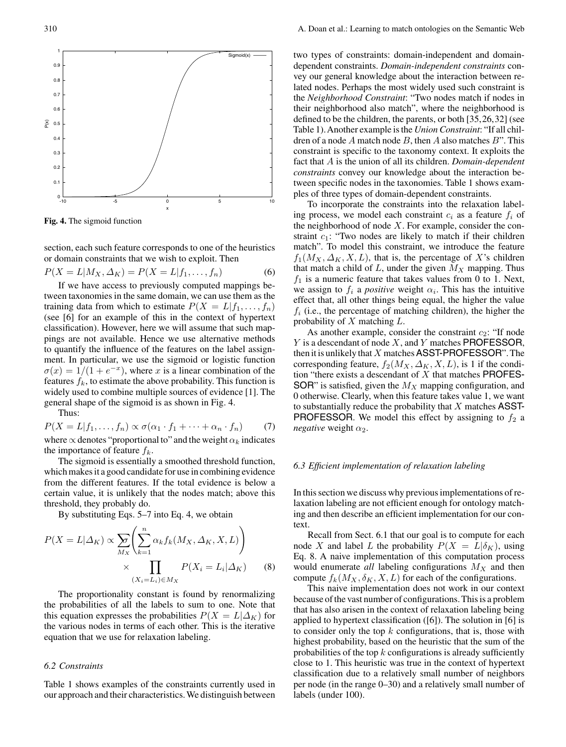**Fig. 4.** The sigmoid function

section, each such feature corresponds to one of the heuristics or domain constraints that we wish to exploit. Then

$$P(X = L|M_X, \Delta_K) = P(X = L|f_1, \ldots, f_n) \tag{6}$$

If we have access to previously computed mappings between taxonomies in the same domain, we can use them as the training data from which to estimate $P(X = L|f_1, \ldots, f_n)$ (see [6] for an example of this in the context of hypertext classification). However, here we will assume that such mappings are not available. Hence we use alternative methods to quantify the influence of the features on the label assignment. In particular, we use the sigmoid or logistic function $\sigma(x) = 1/(1 + e^{-x})$, where $x$ is a linear combination of the features $f_k$, to estimate the above probability. This function is widely used to combine multiple sources of evidence [1]. The general shape of the sigmoid is as shown in Fig. 4.

Thus:

$$P(X = L|f_1, \ldots, f_n) \propto \sigma(\alpha_1 \cdot f_1 + \cdots + \alpha_n \cdot f_n) \tag{7}$$

where $\propto$ denotes "proportional to" and the weight $\alpha_k$ indicates the importance of feature $f_k$.

The sigmoid is essentially a smoothed threshold function, which makes it a good candidate for use in combining evidence from the different features. If the total evidence is below a certain value, it is unlikely that the nodes match; above this threshold, they probably do.

By substituting Eqs. 5–7 into Eq. 4, we obtain

$$P(X = L|\Delta_K) \propto \sum_{M_X} \sigma\left(\sum_{k=1}^{n} \alpha_k f_k(M_X, \Delta_K, X, L)\right) \times \prod_{(X_i = L_i) \in M_X} P(X_i = L_i|\Delta_K) \tag{8}$$

The proportionality constant is found by renormalizing the probabilities of all the labels to sum to one. Note that this equation expresses the probabilities $P(X = L|\Delta_K)$ for the various nodes in terms of each other. This is the iterative equation that we use for relaxation labeling.

### 6.2 Constraints

Table 1 shows examples of the constraints currently used in our approach and their characteristics. We distinguish between two types of constraints: domain-independent and domain-dependent constraints. *Domain-independent constraints* convey our general knowledge about the interaction between related nodes. Perhaps the most widely used such constraint is the *Neighborhood Constraint*: "Two nodes match if nodes in their neighborhood also match", where the neighborhood is defined to be the children, the parents, or both [35,26,32] (see Table 1). Another example is the *Union Constraint*: "If all children of a node $A$ match node $B$, then $A$ also matches $B$". This constraint is specific to the taxonomy context. It exploits the fact that $A$ is the union of all its children. *Domain-dependent constraints* convey our knowledge about the interaction between specific nodes in the taxonomies. Table 1 shows examples of three types of domain-dependent constraints.

To incorporate the constraints into the relaxation labeling process, we model each constraint $c_i$ as a feature $f_i$ of the neighborhood of node $X$. For example, consider the constraint $c_1$: "Two nodes are likely to match if their children match". To model this constraint, we introduce the feature $f_1(M_X, \Delta_K, X, L)$, that is, the percentage of $X$'s children that match a child of $L$, under the given $M_X$ mapping. Thus $f_1$ is a numeric feature that takes values from 0 to 1. Next, we assign to $f_i$ a *positive* weight $\alpha_i$. This has the intuitive effect that, all other things being equal, the higher the value $f_i$ (i.e., the percentage of matching children), the higher the probability of $X$ matching $L$.

As another example, consider the constraint $c_2$: "If node $Y$ is a descendant of node $X$, and $Y$ matches PROFESSOR, then it is unlikely that $X$ matches ASST-PROFESSOR". The corresponding feature, $f_2(M_X, \Delta_K, X, L)$, is 1 if the condition "there exists a descendant of $X$ that matches PROFESSOR" is satisfied, given the $M_X$ mapping configuration, and 0 otherwise. Clearly, when this feature takes value 1, we want to substantially reduce the probability that $X$ matches ASST-PROFESSOR. We model this effect by assigning to $f_2$ a *negative* weight $\alpha_2$.

### 6.3 Efficient implementation of relaxation labeling

In this section we discuss why previous implementations of relaxation labeling are not efficient enough for ontology matching and then describe an efficient implementation for our context.

Recall from Sect. 6.1 that our goal is to compute for each node $X$ and label $L$ the probability $P(X = L|\delta_K)$, using Eq. 8. A naive implementation of this computation process would enumerate *all* labeling configurations $M_X$ and then compute $f_k(M_X, \delta_K, X, L)$ for each of the configurations.

This naive implementation does not work in our context because of the vast number of configurations. This is a problem that has also arisen in the context of relaxation labeling being applied to hypertext classification ([6]). The solution in [6] is to consider only the top $k$ configurations, that is, those with highest probability, based on the heuristic that the sum of the probabilities of the top $k$ configurations is already sufficiently close to 1. This heuristic was true in the context of hypertext classification due to a relatively small number of neighbors per node (in the range 0–30) and a relatively small number of labels (under 100).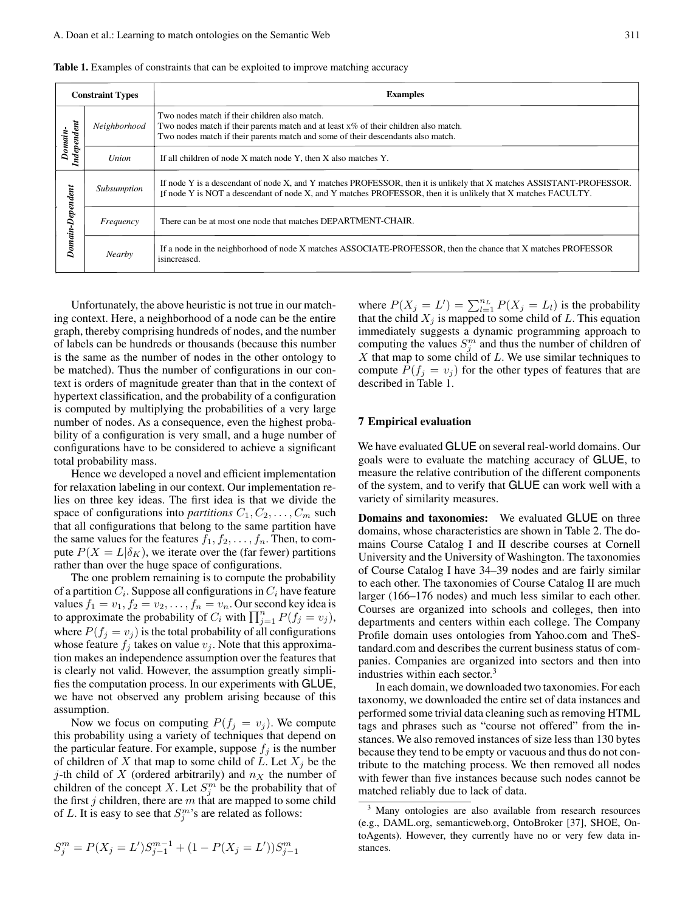**Table 1.** Examples of constraints that can be exploited to improve matching accuracy

| Constraint Types | | Examples |
|---|---|---|
| *Domain-Independent* | *Neighborhood* | Two nodes match if their children also match.<br>Two nodes match if their parents match and at least x% of their children also match.<br>Two nodes match if their parents match and some of their descendants also match. |
| | *Union* | If all children of node X match node Y, then X also matches Y. |
| *Domain-Dependent* | *Subsumption* | If node Y is a descendant of node X, and Y matches PROFESSOR, then it is unlikely that X matches ASSISTANT-PROFESSOR.<br>If node Y is NOT a descendant of node X, and Y matches PROFESSOR, then it is unlikely that X matches FACULTY. |
| | *Frequency* | There can be at most one node that matches DEPARTMENT-CHAIR. |
| | *Nearby* | If a node in the neighborhood of node X matches ASSOCIATE-PROFESSOR, then the chance that X matches PROFESSOR isincreased. |

Unfortunately, the above heuristic is not true in our matching context. Here, a neighborhood of a node can be the entire graph, thereby comprising hundreds of nodes, and the number of labels can be hundreds or thousands (because this number is the same as the number of nodes in the other ontology to be matched). Thus the number of configurations in our context is orders of magnitude greater than that in the context of hypertext classification, and the probability of a configuration is computed by multiplying the probabilities of a very large number of nodes. As a consequence, even the highest probability of a configuration is very small, and a huge number of configurations have to be considered to achieve a significant total probability mass.

Hence we developed a novel and efficient implementation for relaxation labeling in our context. Our implementation relies on three key ideas. The first idea is that we divide the space of configurations into *partitions* $C_1, C_2, \ldots, C_m$ such that all configurations that belong to the same partition have the same values for the features $f_1, f_2, \ldots, f_n$. Then, to compute $P(X = L|\delta_K)$, we iterate over the (far fewer) partitions rather than over the huge space of configurations.

The one problem remaining is to compute the probability of a partition $C_i$. Suppose all configurations in $C_i$ have feature values $f_1 = v_1, f_2 = v_2, \ldots, f_n = v_n$. Our second key idea is to approximate the probability of $C_i$ with $\prod_{j=1}^{n} P(f_j = v_j)$, where $P(f_j = v_j)$ is the total probability of all configurations whose feature $f_j$ takes on value $v_j$. Note that this approximation makes an independence assumption over the features that is clearly not valid. However, the assumption greatly simplifies the computation process. In our experiments with GLUE, we have not observed any problem arising because of this assumption.

Now we focus on computing $P(f_j = v_j)$. We compute this probability using a variety of techniques that depend on the particular feature. For example, suppose $f_j$ is the number of children of $X$ that map to some child of $L$. Let $X_j$ be the $j$-th child of $X$ (ordered arbitrarily) and $n_X$ the number of children of the concept $X$. Let $S_j^m$ be the probability that of the first $j$ children, there are $m$ that are mapped to some child of $L$. It is easy to see that $S_j^m$'s are related as follows:

$$S_j^m = P(X_j = L')S_{j-1}^{m-1} + (1 - P(X_j = L'))S_{j-1}^m$$

where $P(X_j = L') = \sum_{l=1}^{n_L} P(X_j = L_l)$ is the probability that the child $X_j$ is mapped to some child of $L$. This equation immediately suggests a dynamic programming approach to computing the values $S_j^m$ and thus the number of children of $X$ that map to some child of $L$. We use similar techniques to compute $P(f_j = v_j)$ for the other types of features that are described in Table 1.

## 7 Empirical evaluation

We have evaluated GLUE on several real-world domains. Our goals were to evaluate the matching accuracy of GLUE, to measure the relative contribution of the different components of the system, and to verify that GLUE can work well with a variety of similarity measures.

**Domains and taxonomies:** We evaluated GLUE on three domains, whose characteristics are shown in Table 2. The domains Course Catalog I and II describe courses at Cornell University and the University of Washington. The taxonomies of Course Catalog I have 34–39 nodes and are fairly similar to each other. The taxonomies of Course Catalog II are much larger (166–176 nodes) and much less similar to each other. Courses are organized into schools and colleges, then into departments and centers within each college. The Company Profile domain uses ontologies from Yahoo.com and TheStandard.com and describes the current business status of companies. Companies are organized into sectors and then into industries within each sector.[3]

In each domain, we downloaded two taxonomies. For each taxonomy, we downloaded the entire set of data instances and performed some trivial data cleaning such as removing HTML tags and phrases such as "course not offered" from the instances. We also removed instances of size less than 130 bytes because they tend to be empty or vacuous and thus do not contribute to the matching process. We then removed all nodes with fewer than five instances because such nodes cannot be matched reliably due to lack of data.

[3] Many ontologies are also available from research resources (e.g., DAML.org, semanticweb.org, OntoBroker [37], SHOE, OntoAgents). However, they currently have no or very few data instances.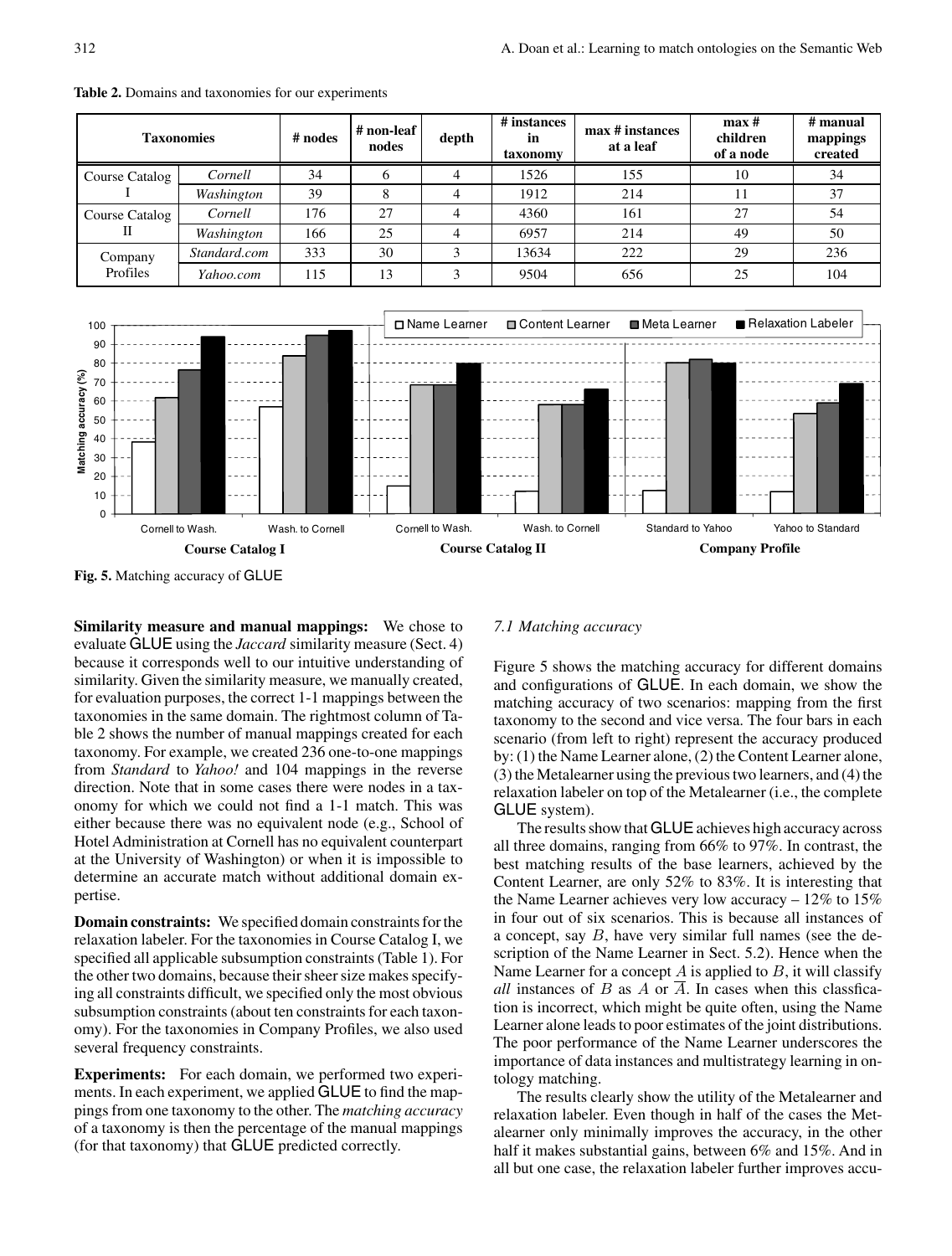**Table 2.** Domains and taxonomies for our experiments

| Taxonomies | | # nodes | # non-leaf nodes | depth | # instances in taxonomy | max # instances at a leaf | max # children of a node | # manual mappings created |
|---|---|---|---|---|---|---|---|---|
| Course Catalog I | *Cornell* | 34 | 6 | 4 | 1526 | 155 | 10 | 34 |
| | *Washington* | 39 | 8 | 4 | 1912 | 214 | 11 | 37 |
| Course Catalog II | *Cornell* | 176 | 27 | 4 | 4360 | 161 | 27 | 54 |
| | *Washington* | 166 | 25 | 4 | 6957 | 214 | 49 | 50 |
| Company Profiles | *Standard.com* | 333 | 30 | 3 | 13634 | 222 | 29 | 236 |
| | *Yahoo.com* | 115 | 13 | 3 | 9504 | 656 | 25 | 104 |

**Fig. 5.** Matching accuracy of GLUE

**Similarity measure and manual mappings:** We chose to evaluate GLUE using the *Jaccard* similarity measure (Sect. 4) because it corresponds well to our intuitive understanding of similarity. Given the similarity measure, we manually created, for evaluation purposes, the correct 1-1 mappings between the taxonomies in the same domain. The rightmost column of Table 2 shows the number of manual mappings created for each taxonomy. For example, we created 236 one-to-one mappings from *Standard* to *Yahoo!* and 104 mappings in the reverse direction. Note that in some cases there were nodes in a taxonomy for which we could not find a 1-1 match. This was either because there was no equivalent node (e.g., School of Hotel Administration at Cornell has no equivalent counterpart at the University of Washington) or when it is impossible to determine an accurate match without additional domain expertise.

**Domain constraints:** We specified domain constraints for the relaxation labeler. For the taxonomies in Course Catalog I, we specified all applicable subsumption constraints (Table 1). For the other two domains, because their sheer size makes specifying all constraints difficult, we specified only the most obvious subsumption constraints (about ten constraints for each taxonomy). For the taxonomies in Company Profiles, we also used several frequency constraints.

**Experiments:** For each domain, we performed two experiments. In each experiment, we applied GLUE to find the mappings from one taxonomy to the other. The *matching accuracy* of a taxonomy is then the percentage of the manual mappings (for that taxonomy) that GLUE predicted correctly.

*7.1 Matching accuracy*

Figure 5 shows the matching accuracy for different domains and configurations of GLUE. In each domain, we show the matching accuracy of two scenarios: mapping from the first taxonomy to the second and vice versa. The four bars in each scenario (from left to right) represent the accuracy produced by: (1) the Name Learner alone, (2) the Content Learner alone, (3) the Metalearner using the previous two learners, and (4) the relaxation labeler on top of the Metalearner (i.e., the complete GLUE system).

The results show that GLUE achieves high accuracy across all three domains, ranging from 66% to 97%. In contrast, the best matching results of the base learners, achieved by the Content Learner, are only 52% to 83%. It is interesting that the Name Learner achieves very low accuracy – 12% to 15% in four out of six scenarios. This is because all instances of a concept, say $B$, have very similar full names (see the description of the Name Learner in Sect. 5.2). Hence when the Name Learner for a concept $A$ is applied to $B$, it will classify *all* instances of $B$ as $A$ or $\overline{A}$. In cases when this classfication is incorrect, which might be quite often, using the Name Learner alone leads to poor estimates of the joint distributions. The poor performance of the Name Learner underscores the importance of data instances and multistrategy learning in ontology matching.

The results clearly show the utility of the Metalearner and relaxation labeler. Even though in half of the cases the Metalearner only minimally improves the accuracy, in the other half it makes substantial gains, between 6% and 15%. And in all but one case, the relaxation labeler further improves accu-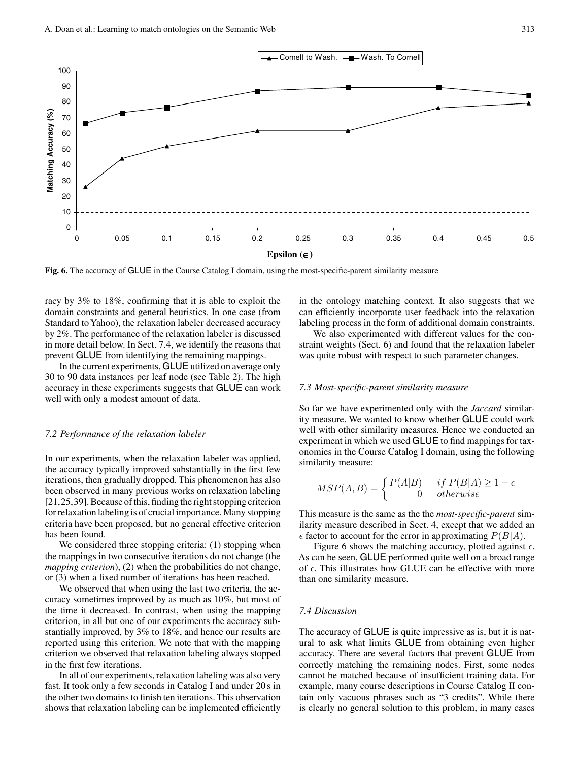**Fig. 6.** The accuracy of GLUE in the Course Catalog I domain, using the most-specific-parent similarity measure

racy by 3% to 18%, confirming that it is able to exploit the domain constraints and general heuristics. In one case (from Standard to Yahoo), the relaxation labeler decreased accuracy by 2%. The performance of the relaxation labeler is discussed in more detail below. In Sect. 7.4, we identify the reasons that prevent GLUE from identifying the remaining mappings.

In the current experiments, GLUE utilized on average only 30 to 90 data instances per leaf node (see Table 2). The high accuracy in these experiments suggests that GLUE can work well with only a modest amount of data.

### 7.2 Performance of the relaxation labeler

In our experiments, when the relaxation labeler was applied, the accuracy typically improved substantially in the first few iterations, then gradually dropped. This phenomenon has also been observed in many previous works on relaxation labeling [21,25,39]. Because of this, finding the right stopping criterion for relaxation labeling is of crucial importance. Many stopping criteria have been proposed, but no general effective criterion has been found.

We considered three stopping criteria: (1) stopping when the mappings in two consecutive iterations do not change (the *mapping criterion*), (2) when the probabilities do not change, or (3) when a fixed number of iterations has been reached.

We observed that when using the last two criteria, the accuracy sometimes improved by as much as 10%, but most of the time it decreased. In contrast, when using the mapping criterion, in all but one of our experiments the accuracy substantially improved, by 3% to 18%, and hence our results are reported using this criterion. We note that with the mapping criterion we observed that relaxation labeling always stopped in the first few iterations.

In all of our experiments, relaxation labeling was also very fast. It took only a few seconds in Catalog I and under 20 s in the other two domains to finish ten iterations. This observation shows that relaxation labeling can be implemented efficiently in the ontology matching context. It also suggests that we can efficiently incorporate user feedback into the relaxation labeling process in the form of additional domain constraints.

We also experimented with different values for the constraint weights (Sect. 6) and found that the relaxation labeler was quite robust with respect to such parameter changes.

### 7.3 Most-specific-parent similarity measure

So far we have experimented only with the *Jaccard* similarity measure. We wanted to know whether GLUE could work well with other similarity measures. Hence we conducted an experiment in which we used GLUE to find mappings for taxonomies in the Course Catalog I domain, using the following similarity measure:

$$MSP(A,B) = \begin{cases} P(A|B) & if\ P(B|A) \geq 1 - \epsilon \\ 0 & otherwise \end{cases}$$

This measure is the same as the the *most-specific-parent* similarity measure described in Sect. 4, except that we added an $\epsilon$ factor to account for the error in approximating $P(B|A)$.

Figure 6 shows the matching accuracy, plotted against $\epsilon$. As can be seen, GLUE performed quite well on a broad range of $\epsilon$. This illustrates how GLUE can be effective with more than one similarity measure.

### 7.4 Discussion

The accuracy of GLUE is quite impressive as is, but it is natural to ask what limits GLUE from obtaining even higher accuracy. There are several factors that prevent GLUE from correctly matching the remaining nodes. First, some nodes cannot be matched because of insufficient training data. For example, many course descriptions in Course Catalog II contain only vacuous phrases such as "3 credits". While there is clearly no general solution to this problem, in many cases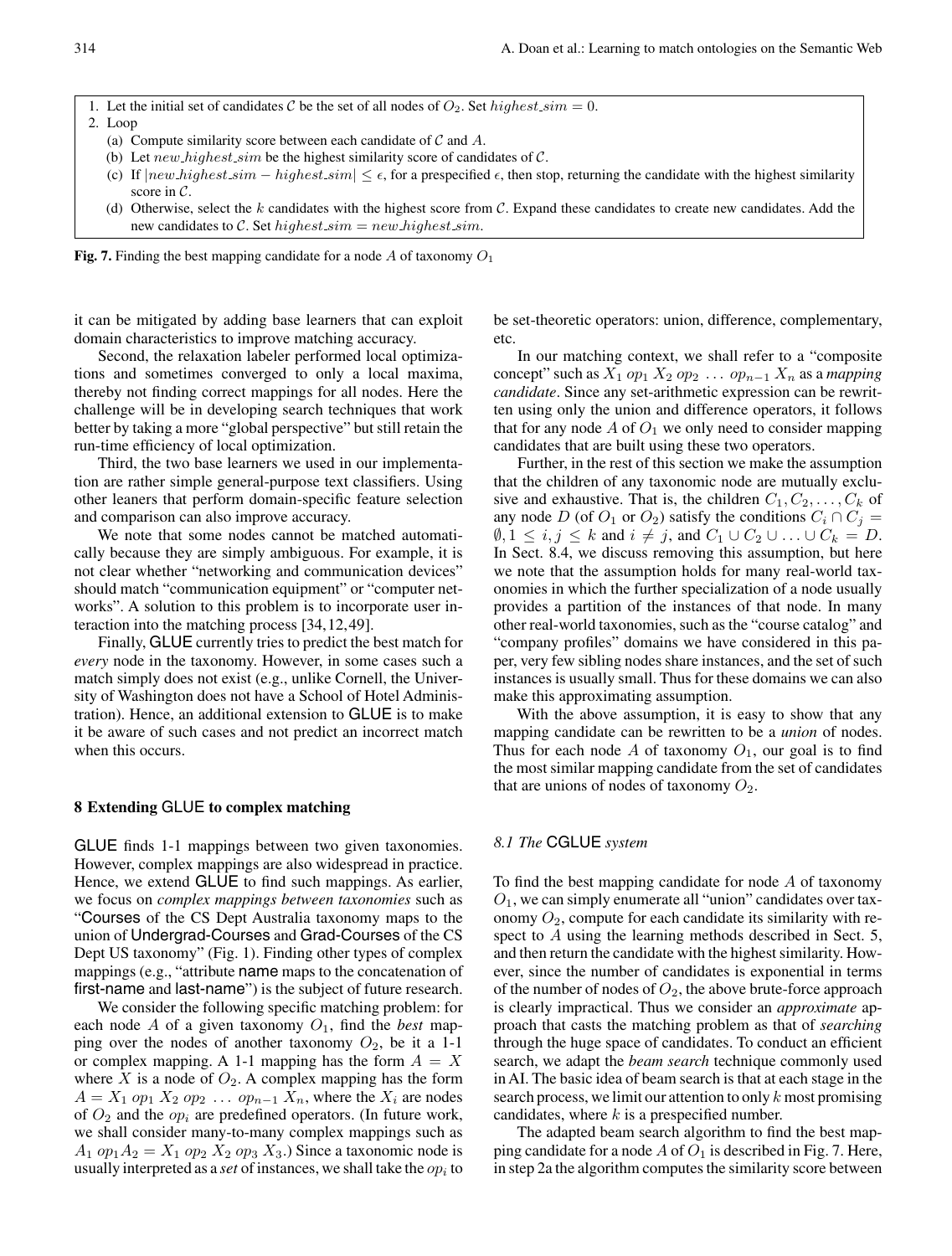1. Let the initial set of candidates $\mathcal{C}$ be the set of all nodes of $O_2$. Set $highest\_sim = 0$.
2. Loop
   (a) Compute similarity score between each candidate of $\mathcal{C}$ and $A$.
   (b) Let $new\_highest\_sim$ be the highest similarity score of candidates of $\mathcal{C}$.
   (c) If $|new\_highest\_sim - highest\_sim| \leq \epsilon$, for a prespecified $\epsilon$, then stop, returning the candidate with the highest similarity score in $\mathcal{C}$.
   (d) Otherwise, select the $k$ candidates with the highest score from $\mathcal{C}$. Expand these candidates to create new candidates. Add the new candidates to $\mathcal{C}$. Set $highest\_sim = new\_highest\_sim$.

**Fig. 7.** Finding the best mapping candidate for a node $A$ of taxonomy $O_1$

it can be mitigated by adding base learners that can exploit domain characteristics to improve matching accuracy.

Second, the relaxation labeler performed local optimizations and sometimes converged to only a local maxima, thereby not finding correct mappings for all nodes. Here the challenge will be in developing search techniques that work better by taking a more "global perspective" but still retain the run-time efficiency of local optimization.

Third, the two base learners we used in our implementation are rather simple general-purpose text classifiers. Using other leaners that perform domain-specific feature selection and comparison can also improve accuracy.

We note that some nodes cannot be matched automatically because they are simply ambiguous. For example, it is not clear whether "networking and communication devices" should match "communication equipment" or "computer networks". A solution to this problem is to incorporate user interaction into the matching process [34,12,49].

Finally, GLUE currently tries to predict the best match for *every* node in the taxonomy. However, in some cases such a match simply does not exist (e.g., unlike Cornell, the University of Washington does not have a School of Hotel Administration). Hence, an additional extension to GLUE is to make it be aware of such cases and not predict an incorrect match when this occurs.

## 8 Extending GLUE to complex matching

GLUE finds 1-1 mappings between two given taxonomies. However, complex mappings are also widespread in practice. Hence, we extend GLUE to find such mappings. As earlier, we focus on *complex mappings between taxonomies* such as "Courses of the CS Dept Australia taxonomy maps to the union of Undergrad-Courses and Grad-Courses of the CS Dept US taxonomy" (Fig. 1). Finding other types of complex mappings (e.g., "attribute name maps to the concatenation of first-name and last-name") is the subject of future research.

We consider the following specific matching problem: for each node $A$ of a given taxonomy $O_1$, find the *best* mapping over the nodes of another taxonomy $O_2$, be it a 1-1 or complex mapping. A 1-1 mapping has the form $A = X$ where $X$ is a node of $O_2$. A complex mapping has the form $A = X_1\ op_1\ X_2\ op_2\ \ldots\ op_{n-1}\ X_n$, where the $X_i$ are nodes of $O_2$ and the $op_i$ are predefined operators. (In future work, we shall consider many-to-many complex mappings such as $A_1\ op_1 A_2 = X_1\ op_2\ X_2\ op_3\ X_3$.) Since a taxonomic node is usually interpreted as a *set* of instances, we shall take the $op_i$ to be set-theoretic operators: union, difference, complementary, etc.

In our matching context, we shall refer to a "composite concept" such as $X_1\ op_1\ X_2\ op_2\ \ldots\ op_{n-1}\ X_n$ as a *mapping candidate*. Since any set-arithmetic expression can be rewritten using only the union and difference operators, it follows that for any node $A$ of $O_1$ we only need to consider mapping candidates that are built using these two operators.

Further, in the rest of this section we make the assumption that the children of any taxonomic node are mutually exclusive and exhaustive. That is, the children $C_1, C_2, \ldots, C_k$ of any node $D$ (of $O_1$ or $O_2$) satisfy the conditions $C_i \cap C_j = \emptyset, 1 \leq i, j \leq k$ and $i \neq j$, and $C_1 \cup C_2 \cup \ldots \cup C_k = D$. In Sect. 8.4, we discuss removing this assumption, but here we note that the assumption holds for many real-world taxonomies in which the further specialization of a node usually provides a partition of the instances of that node. In many other real-world taxonomies, such as the "course catalog" and "company profiles" domains we have considered in this paper, very few sibling nodes share instances, and the set of such instances is usually small. Thus for these domains we can also make this approximating assumption.

With the above assumption, it is easy to show that any mapping candidate can be rewritten to be a *union* of nodes. Thus for each node $A$ of taxonomy $O_1$, our goal is to find the most similar mapping candidate from the set of candidates that are unions of nodes of taxonomy $O_2$.

### 8.1 The CGLUE system

To find the best mapping candidate for node $A$ of taxonomy $O_1$, we can simply enumerate all "union" candidates over taxonomy $O_2$, compute for each candidate its similarity with respect to $A$ using the learning methods described in Sect. 5, and then return the candidate with the highest similarity. However, since the number of candidates is exponential in terms of the number of nodes of $O_2$, the above brute-force approach is clearly impractical. Thus we consider an *approximate* approach that casts the matching problem as that of *searching* through the huge space of candidates. To conduct an efficient search, we adapt the *beam search* technique commonly used in AI. The basic idea of beam search is that at each stage in the search process, we limit our attention to only $k$ most promising candidates, where $k$ is a prespecified number.

The adapted beam search algorithm to find the best mapping candidate for a node $A$ of $O_1$ is described in Fig. 7. Here, in step 2a the algorithm computes the similarity score between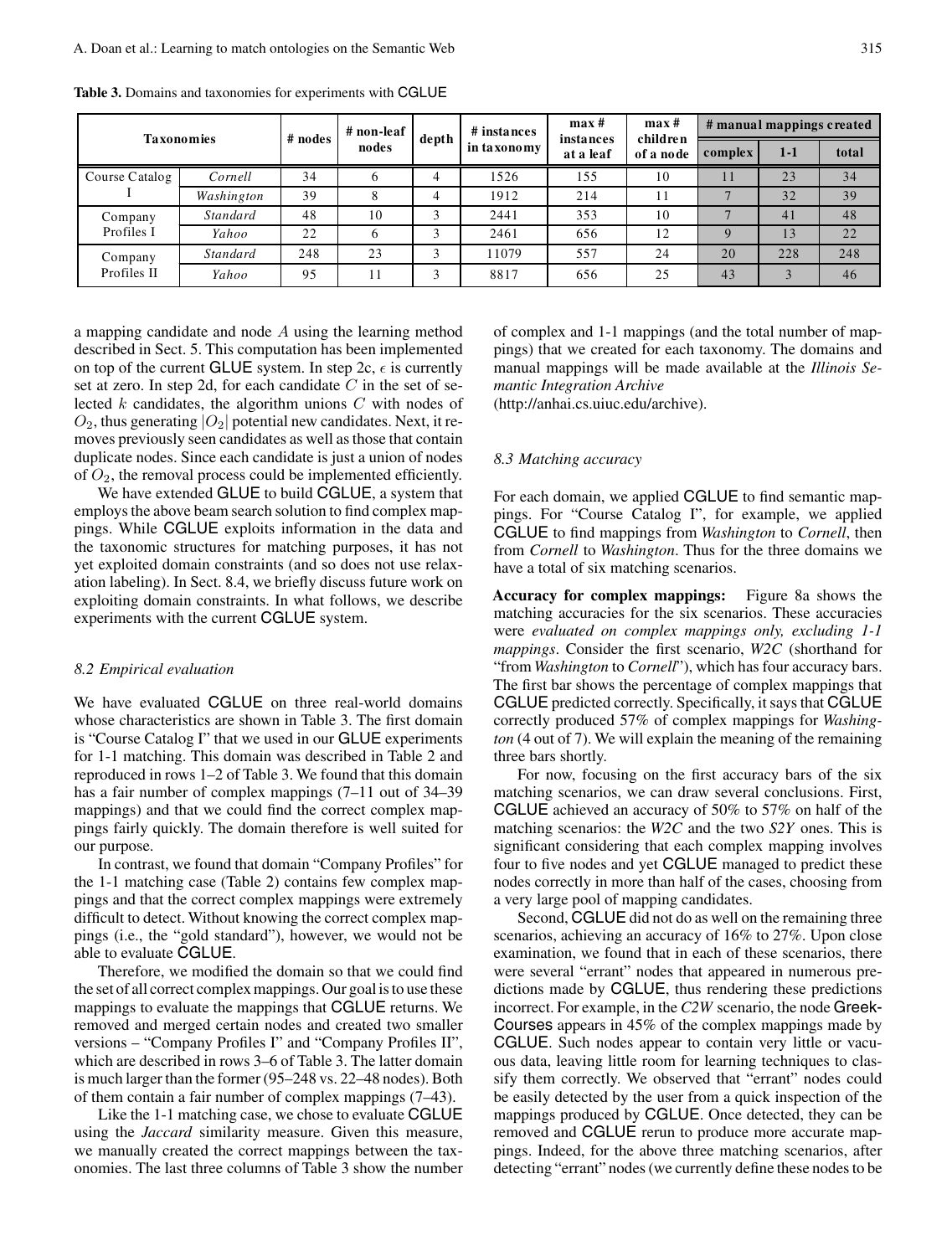**Table 3.** Domains and taxonomies for experiments with CGLUE

| Taxonomies | | # nodes | # non-leaf nodes | depth | # instances in taxonomy | max # instances at a leaf | max # children of a node | # manual mappings created | | |
|---|---|---|---|---|---|---|---|---|---|---|
| | | | | | | | | complex | 1-1 | total |
| Course Catalog I | *Cornell* | 34 | 6 | 4 | 1526 | 155 | 10 | 11 | 23 | 34 |
| | *Washington* | 39 | 8 | 4 | 1912 | 214 | 11 | 7 | 32 | 39 |
| Company Profiles I | *Standard* | 48 | 10 | 3 | 2441 | 353 | 10 | 7 | 41 | 48 |
| | *Yahoo* | 22 | 6 | 3 | 2461 | 656 | 12 | 9 | 13 | 22 |
| Company Profiles II | *Standard* | 248 | 23 | 3 | 11079 | 557 | 24 | 20 | 228 | 248 |
| | *Yahoo* | 95 | 11 | 3 | 8817 | 656 | 25 | 43 | 3 | 46 |

a mapping candidate and node $A$ using the learning method described in Sect. 5. This computation has been implemented on top of the current GLUE system. In step 2c, $\epsilon$ is currently set at zero. In step 2d, for each candidate $C$ in the set of selected $k$ candidates, the algorithm unions $C$ with nodes of $O_2$, thus generating $|O_2|$ potential new candidates. Next, it removes previously seen candidates as well as those that contain duplicate nodes. Since each candidate is just a union of nodes of $O_2$, the removal process could be implemented efficiently.

We have extended GLUE to build CGLUE, a system that employs the above beam search solution to find complex mappings. While CGLUE exploits information in the data and the taxonomic structures for matching purposes, it has not yet exploited domain constraints (and so does not use relaxation labeling). In Sect. 8.4, we briefly discuss future work on exploiting domain constraints. In what follows, we describe experiments with the current CGLUE system.

### *8.2 Empirical evaluation*

We have evaluated CGLUE on three real-world domains whose characteristics are shown in Table 3. The first domain is "Course Catalog I" that we used in our GLUE experiments for 1-1 matching. This domain was described in Table 2 and reproduced in rows 1–2 of Table 3. We found that this domain has a fair number of complex mappings (7–11 out of 34–39 mappings) and that we could find the correct complex mappings fairly quickly. The domain therefore is well suited for our purpose.

In contrast, we found that domain "Company Profiles" for the 1-1 matching case (Table 2) contains few complex mappings and that the correct complex mappings were extremely difficult to detect. Without knowing the correct complex mappings (i.e., the "gold standard"), however, we would not be able to evaluate CGLUE.

Therefore, we modified the domain so that we could find the set of all correct complex mappings. Our goal is to use these mappings to evaluate the mappings that CGLUE returns. We removed and merged certain nodes and created two smaller versions – "Company Profiles I" and "Company Profiles II", which are described in rows 3–6 of Table 3. The latter domain is much larger than the former (95–248 vs. 22–48 nodes). Both of them contain a fair number of complex mappings (7–43).

Like the 1-1 matching case, we chose to evaluate CGLUE using the *Jaccard* similarity measure. Given this measure, we manually created the correct mappings between the taxonomies. The last three columns of Table 3 show the number of complex and 1-1 mappings (and the total number of mappings) that we created for each taxonomy. The domains and manual mappings will be made available at the *Illinois Semantic Integration Archive*
(http://anhai.cs.uiuc.edu/archive).

### *8.3 Matching accuracy*

For each domain, we applied CGLUE to find semantic mappings. For "Course Catalog I", for example, we applied CGLUE to find mappings from *Washington* to *Cornell*, then from *Cornell* to *Washington*. Thus for the three domains we have a total of six matching scenarios.

**Accuracy for complex mappings:** Figure 8a shows the matching accuracies for the six scenarios. These accuracies were *evaluated on complex mappings only, excluding 1-1 mappings*. Consider the first scenario, *W2C* (shorthand for "from *Washington* to *Cornell*"), which has four accuracy bars. The first bar shows the percentage of complex mappings that CGLUE predicted correctly. Specifically, it says that CGLUE correctly produced 57% of complex mappings for *Washington* (4 out of 7). We will explain the meaning of the remaining three bars shortly.

For now, focusing on the first accuracy bars of the six matching scenarios, we can draw several conclusions. First, CGLUE achieved an accuracy of 50% to 57% on half of the matching scenarios: the *W2C* and the two *S2Y* ones. This is significant considering that each complex mapping involves four to five nodes and yet CGLUE managed to predict these nodes correctly in more than half of the cases, choosing from a very large pool of mapping candidates.

Second, CGLUE did not do as well on the remaining three scenarios, achieving an accuracy of 16% to 27%. Upon close examination, we found that in each of these scenarios, there were several "errant" nodes that appeared in numerous predictions made by CGLUE, thus rendering these predictions incorrect. For example, in the *C2W* scenario, the node Greek-Courses appears in 45% of the complex mappings made by CGLUE. Such nodes appear to contain very little or vacuous data, leaving little room for learning techniques to classify them correctly. We observed that "errant" nodes could be easily detected by the user from a quick inspection of the mappings produced by CGLUE. Once detected, they can be removed and CGLUE rerun to produce more accurate mappings. Indeed, for the above three matching scenarios, after detecting "errant" nodes (we currently define these nodes to be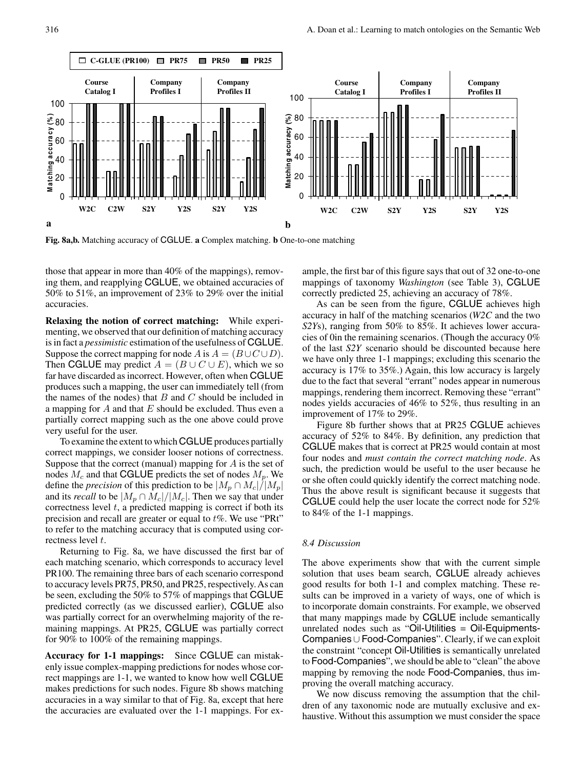Fig. 8a,b. Matching accuracy of CGLUE. **a** Complex matching. **b** One-to-one matching

those that appear in more than 40% of the mappings), removing them, and reapplying CGLUE, we obtained accuracies of 50% to 51%, an improvement of 23% to 29% over the initial accuracies.

**Relaxing the notion of correct matching:** While experimenting, we observed that our definition of matching accuracy is in fact a *pessimistic* estimation of the usefulness of CGLUE. Suppose the correct mapping for node $A$ is $A = (B \cup C \cup D)$. Then CGLUE may predict $A = (B \cup C \cup E)$, which we so far have discarded as incorrect. However, often when CGLUE produces such a mapping, the user can immediately tell (from the names of the nodes) that $B$ and $C$ should be included in a mapping for $A$ and that $E$ should be excluded. Thus even a partially correct mapping such as the one above could prove very useful for the user.

To examine the extent to which CGLUE produces partially correct mappings, we consider looser notions of correctness. Suppose that the correct (manual) mapping for $A$ is the set of nodes $M_c$ and that CGLUE predicts the set of nodes $M_p$. We define the *precision* of this prediction to be $|M_p \cap M_c|/|M_p|$ and its *recall* to be $|M_p \cap M_c|/|M_c|$. Then we say that under correctness level $t$, a predicted mapping is correct if both its precision and recall are greater or equal to $t$%. We use "PRt" to refer to the matching accuracy that is computed using correctness level $t$.

Returning to Fig. 8a, we have discussed the first bar of each matching scenario, which corresponds to accuracy level PR100. The remaining three bars of each scenario correspond to accuracy levels PR75, PR50, and PR25, respectively. As can be seen, excluding the 50% to 57% of mappings that CGLUE predicted correctly (as we discussed earlier), CGLUE also was partially correct for an overwhelming majority of the remaining mappings. At PR25, CGLUE was partially correct for 90% to 100% of the remaining mappings.

**Accuracy for 1-1 mappings:** Since CGLUE can mistakenly issue complex-mapping predictions for nodes whose correct mappings are 1-1, we wanted to know how well CGLUE makes predictions for such nodes. Figure 8b shows matching accuracies in a way similar to that of Fig. 8a, except that here the accuracies are evaluated over the 1-1 mappings. For example, the first bar of this figure says that out of 32 one-to-one mappings of taxonomy *Washington* (see Table 3), CGLUE correctly predicted 25, achieving an accuracy of 78%.

As can be seen from the figure, CGLUE achieves high accuracy in half of the matching scenarios (*W2C* and the two *S2Y*s), ranging from 50% to 85%. It achieves lower accuracies of 0in the remaining scenarios. (Though the accuracy 0% of the last *S2Y* scenario should be discounted because here we have only three 1-1 mappings; excluding this scenario the accuracy is 17% to 35%.) Again, this low accuracy is largely due to the fact that several "errant" nodes appear in numerous mappings, rendering them incorrect. Removing these "errant" nodes yields accuracies of 46% to 52%, thus resulting in an improvement of 17% to 29%.

Figure 8b further shows that at PR25 CGLUE achieves accuracy of 52% to 84%. By definition, any prediction that CGLUE makes that is correct at PR25 would contain at most four nodes and *must contain the correct matching node*. As such, the prediction would be useful to the user because he or she often could quickly identify the correct matching node. Thus the above result is significant because it suggests that CGLUE could help the user locate the correct node for 52% to 84% of the 1-1 mappings.

### 8.4 Discussion

The above experiments show that with the current simple solution that uses beam search, CGLUE already achieves good results for both 1-1 and complex matching. These results can be improved in a variety of ways, one of which is to incorporate domain constraints. For example, we observed that many mappings made by CGLUE include semantically unrelated nodes such as "Oil-Utilities = Oil-Equipments-Companies $\cup$ Food-Companies". Clearly, if we can exploit the constraint "concept Oil-Utilities is semantically unrelated to Food-Companies", we should be able to "clean" the above mapping by removing the node Food-Companies, thus improving the overall matching accuracy.

We now discuss removing the assumption that the children of any taxonomic node are mutually exclusive and exhaustive. Without this assumption we must consider the space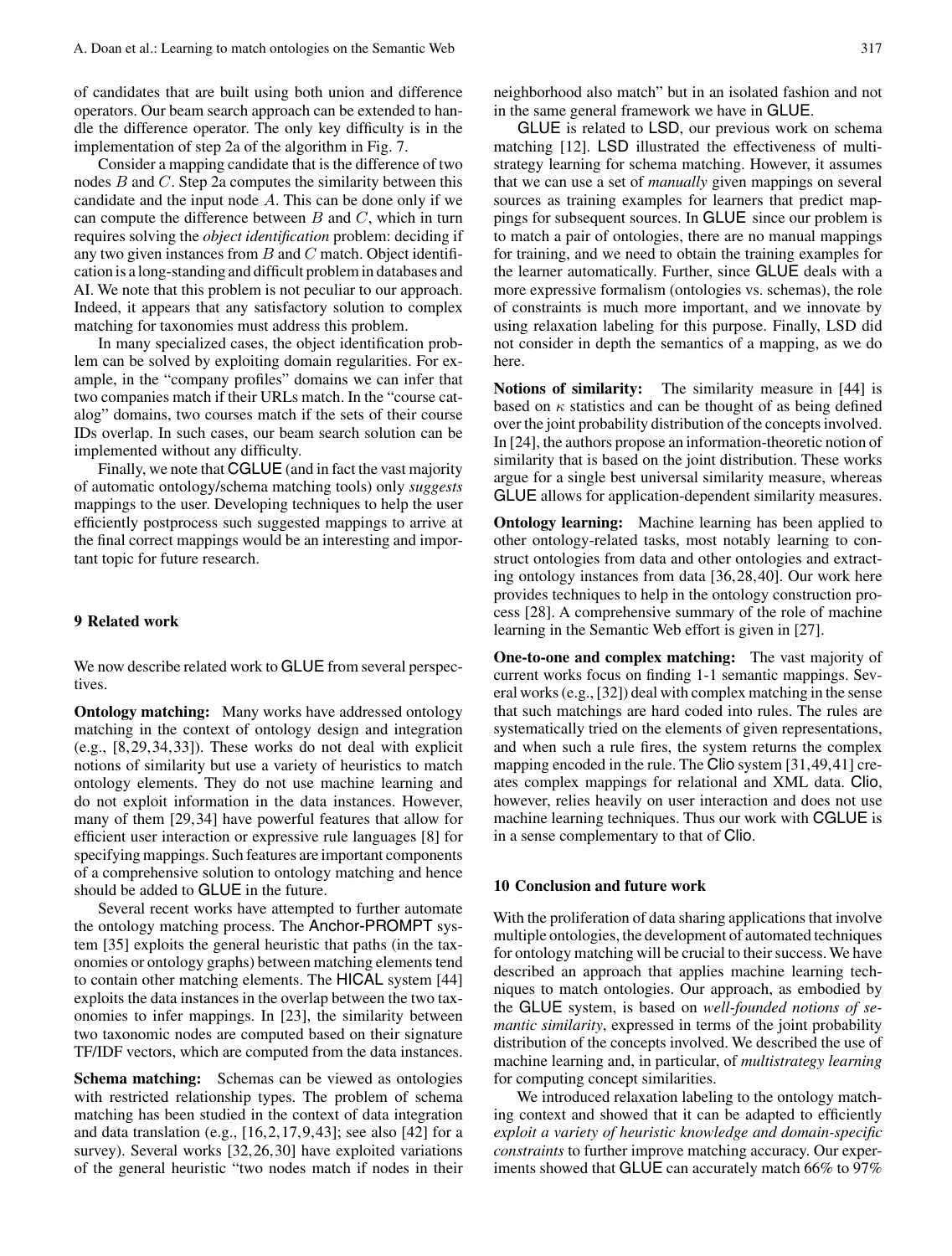of candidates that are built using both union and difference operators. Our beam search approach can be extended to handle the difference operator. The only key difficulty is in the implementation of step 2a of the algorithm in Fig. 7.

Consider a mapping candidate that is the difference of two nodes $B$ and $C$. Step 2a computes the similarity between this candidate and the input node $A$. This can be done only if we can compute the difference between $B$ and $C$, which in turn requires solving the *object identification* problem: deciding if any two given instances from $B$ and $C$ match. Object identification is a long-standing and difficult problem in databases and AI. We note that this problem is not peculiar to our approach. Indeed, it appears that any satisfactory solution to complex matching for taxonomies must address this problem.

In many specialized cases, the object identification problem can be solved by exploiting domain regularities. For example, in the "company profiles" domains we can infer that two companies match if their URLs match. In the "course catalog" domains, two courses match if the sets of their course IDs overlap. In such cases, our beam search solution can be implemented without any difficulty.

Finally, we note that CGLUE (and in fact the vast majority of automatic ontology/schema matching tools) only *suggests* mappings to the user. Developing techniques to help the user efficiently postprocess such suggested mappings to arrive at the final correct mappings would be an interesting and important topic for future research.

## 9 Related work

We now describe related work to GLUE from several perspectives.

**Ontology matching:** Many works have addressed ontology matching in the context of ontology design and integration (e.g., [8,29,34,33]). These works do not deal with explicit notions of similarity but use a variety of heuristics to match ontology elements. They do not use machine learning and do not exploit information in the data instances. However, many of them [29,34] have powerful features that allow for efficient user interaction or expressive rule languages [8] for specifying mappings. Such features are important components of a comprehensive solution to ontology matching and hence should be added to GLUE in the future.

Several recent works have attempted to further automate the ontology matching process. The Anchor-PROMPT system [35] exploits the general heuristic that paths (in the taxonomies or ontology graphs) between matching elements tend to contain other matching elements. The HICAL system [44] exploits the data instances in the overlap between the two taxonomies to infer mappings. In [23], the similarity between two taxonomic nodes are computed based on their signature TF/IDF vectors, which are computed from the data instances.

**Schema matching:** Schemas can be viewed as ontologies with restricted relationship types. The problem of schema matching has been studied in the context of data integration and data translation (e.g., [16,2,17,9,43]; see also [42] for a survey). Several works [32,26,30] have exploited variations of the general heuristic "two nodes match if nodes in their neighborhood also match" but in an isolated fashion and not in the same general framework we have in GLUE.

GLUE is related to LSD, our previous work on schema matching [12]. LSD illustrated the effectiveness of multistrategy learning for schema matching. However, it assumes that we can use a set of *manually* given mappings on several sources as training examples for learners that predict mappings for subsequent sources. In GLUE since our problem is to match a pair of ontologies, there are no manual mappings for training, and we need to obtain the training examples for the learner automatically. Further, since GLUE deals with a more expressive formalism (ontologies vs. schemas), the role of constraints is much more important, and we innovate by using relaxation labeling for this purpose. Finally, LSD did not consider in depth the semantics of a mapping, as we do here.

**Notions of similarity:** The similarity measure in [44] is based on $\kappa$ statistics and can be thought of as being defined over the joint probability distribution of the concepts involved. In [24], the authors propose an information-theoretic notion of similarity that is based on the joint distribution. These works argue for a single best universal similarity measure, whereas GLUE allows for application-dependent similarity measures.

**Ontology learning:** Machine learning has been applied to other ontology-related tasks, most notably learning to construct ontologies from data and other ontologies and extracting ontology instances from data [36,28,40]. Our work here provides techniques to help in the ontology construction process [28]. A comprehensive summary of the role of machine learning in the Semantic Web effort is given in [27].

**One-to-one and complex matching:** The vast majority of current works focus on finding 1-1 semantic mappings. Several works (e.g., [32]) deal with complex matching in the sense that such matchings are hard coded into rules. The rules are systematically tried on the elements of given representations, and when such a rule fires, the system returns the complex mapping encoded in the rule. The Clio system [31,49,41] creates complex mappings for relational and XML data. Clio, however, relies heavily on user interaction and does not use machine learning techniques. Thus our work with CGLUE is in a sense complementary to that of Clio.

## 10 Conclusion and future work

With the proliferation of data sharing applications that involve multiple ontologies, the development of automated techniques for ontology matching will be crucial to their success. We have described an approach that applies machine learning techniques to match ontologies. Our approach, as embodied by the GLUE system, is based on *well-founded notions of semantic similarity*, expressed in terms of the joint probability distribution of the concepts involved. We described the use of machine learning and, in particular, of *multistrategy learning* for computing concept similarities.

We introduced relaxation labeling to the ontology matching context and showed that it can be adapted to efficiently *exploit a variety of heuristic knowledge and domain-specific constraints* to further improve matching accuracy. Our experiments showed that GLUE can accurately match 66% to 97%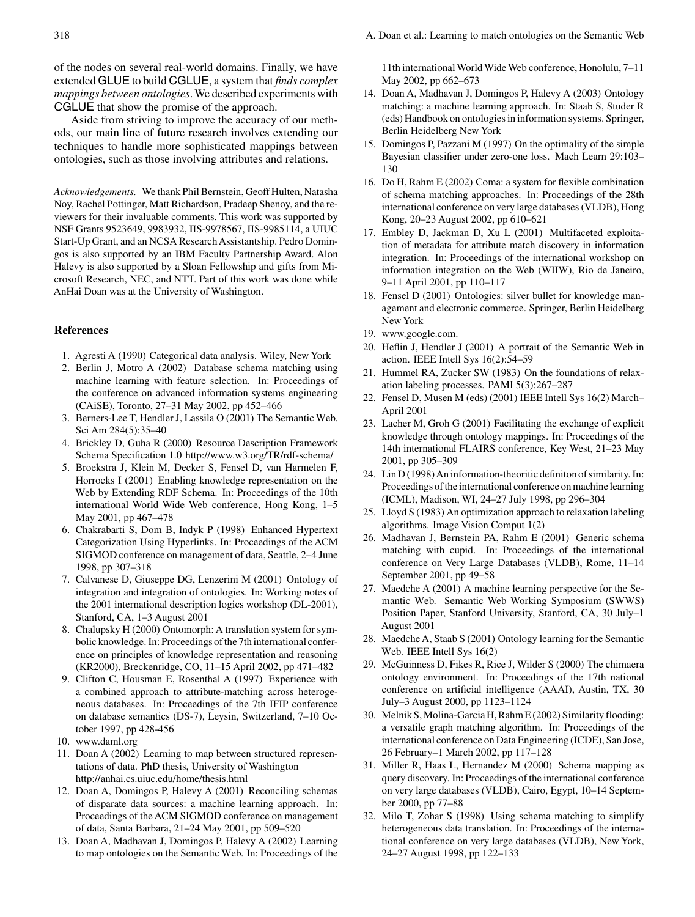of the nodes on several real-world domains. Finally, we have extended GLUE to build CGLUE, a system that *finds complex mappings between ontologies*. We described experiments with CGLUE that show the promise of the approach.

Aside from striving to improve the accuracy of our methods, our main line of future research involves extending our techniques to handle more sophisticated mappings between ontologies, such as those involving attributes and relations.

*Acknowledgements.* We thank Phil Bernstein, Geoff Hulten, Natasha Noy, Rachel Pottinger, Matt Richardson, Pradeep Shenoy, and the reviewers for their invaluable comments. This work was supported by NSF Grants 9523649, 9983932, IIS-9978567, IIS-9985114, a UIUC Start-Up Grant, and an NCSA Research Assistantship. Pedro Domingos is also supported by an IBM Faculty Partnership Award. Alon Halevy is also supported by a Sloan Fellowship and gifts from Microsoft Research, NEC, and NTT. Part of this work was done while AnHai Doan was at the University of Washington.

## References

1. Agresti A (1990) Categorical data analysis. Wiley, New York
2. Berlin J, Motro A (2002) Database schema matching using machine learning with feature selection. In: Proceedings of the conference on advanced information systems engineering (CAiSE), Toronto, 27–31 May 2002, pp 452–466
3. Berners-Lee T, Hendler J, Lassila O (2001) The Semantic Web. Sci Am 284(5):35–40
4. Brickley D, Guha R (2000) Resource Description Framework Schema Specification 1.0 http://www.w3.org/TR/rdf-schema/
5. Broekstra J, Klein M, Decker S, Fensel D, van Harmelen F, Horrocks I (2001) Enabling knowledge representation on the Web by Extending RDF Schema. In: Proceedings of the 10th international World Wide Web conference, Hong Kong, 1–5 May 2001, pp 467–478
6. Chakrabarti S, Dom B, Indyk P (1998) Enhanced Hypertext Categorization Using Hyperlinks. In: Proceedings of the ACM SIGMOD conference on management of data, Seattle, 2–4 June 1998, pp 307–318
7. Calvanese D, Giuseppe DG, Lenzerini M (2001) Ontology of integration and integration of ontologies. In: Working notes of the 2001 international description logics workshop (DL-2001), Stanford, CA, 1–3 August 2001
8. Chalupsky H (2000) Ontomorph: A translation system for symbolic knowledge. In: Proceedings of the 7th international conference on principles of knowledge representation and reasoning (KR2000), Breckenridge, CO, 11–15 April 2002, pp 471–482
9. Clifton C, Housman E, Rosenthal A (1997) Experience with a combined approach to attribute-matching across heterogeneous databases. In: Proceedings of the 7th IFIP conference on database semantics (DS-7), Leysin, Switzerland, 7–10 October 1997, pp 428-456
10. www.daml.org
11. Doan A (2002) Learning to map between structured representations of data. PhD thesis, University of Washington http://anhai.cs.uiuc.edu/home/thesis.html
12. Doan A, Domingos P, Halevy A (2001) Reconciling schemas of disparate data sources: a machine learning approach. In: Proceedings of the ACM SIGMOD conference on management of data, Santa Barbara, 21–24 May 2001, pp 509–520
13. Doan A, Madhavan J, Domingos P, Halevy A (2002) Learning to map ontologies on the Semantic Web. In: Proceedings of the 11th international World Wide Web conference, Honolulu, 7–11 May 2002, pp 662–673
14. Doan A, Madhavan J, Domingos P, Halevy A (2003) Ontology matching: a machine learning approach. In: Staab S, Studer R (eds) Handbook on ontologies in information systems. Springer, Berlin Heidelberg New York
15. Domingos P, Pazzani M (1997) On the optimality of the simple Bayesian classifier under zero-one loss. Mach Learn 29:103–130
16. Do H, Rahm E (2002) Coma: a system for flexible combination of schema matching approaches. In: Proceedings of the 28th international conference on very large databases (VLDB), Hong Kong, 20–23 August 2002, pp 610–621
17. Embley D, Jackman D, Xu L (2001) Multifaceted exploitation of metadata for attribute match discovery in information integration. In: Proceedings of the international workshop on information integration on the Web (WIIW), Rio de Janeiro, 9–11 April 2001, pp 110–117
18. Fensel D (2001) Ontologies: silver bullet for knowledge management and electronic commerce. Springer, Berlin Heidelberg New York
19. www.google.com.
20. Heflin J, Hendler J (2001) A portrait of the Semantic Web in action. IEEE Intell Sys 16(2):54–59
21. Hummel RA, Zucker SW (1983) On the foundations of relaxation labeling processes. PAMI 5(3):267–287
22. Fensel D, Musen M (eds) (2001) IEEE Intell Sys 16(2) March–April 2001
23. Lacher M, Groh G (2001) Facilitating the exchange of explicit knowledge through ontology mappings. In: Proceedings of the 14th international FLAIRS conference, Key West, 21–23 May 2001, pp 305–309
24. Lin D (1998) An information-theoritic definiton of similarity. In: Proceedings of the international conference on machine learning (ICML), Madison, WI, 24–27 July 1998, pp 296–304
25. Lloyd S (1983) An optimization approach to relaxation labeling algorithms. Image Vision Comput 1(2)
26. Madhavan J, Bernstein PA, Rahm E (2001) Generic schema matching with cupid. In: Proceedings of the international conference on Very Large Databases (VLDB), Rome, 11–14 September 2001, pp 49–58
27. Maedche A (2001) A machine learning perspective for the Semantic Web. Semantic Web Working Symposium (SWWS) Position Paper, Stanford University, Stanford, CA, 30 July–1 August 2001
28. Maedche A, Staab S (2001) Ontology learning for the Semantic Web. IEEE Intell Sys 16(2)
29. McGuinness D, Fikes R, Rice J, Wilder S (2000) The chimaera ontology environment. In: Proceedings of the 17th national conference on artificial intelligence (AAAI), Austin, TX, 30 July–3 August 2000, pp 1123–1124
30. Melnik S, Molina-Garcia H, Rahm E (2002) Similarity flooding: a versatile graph matching algorithm. In: Proceedings of the international conference on Data Engineering (ICDE), San Jose, 26 February–1 March 2002, pp 117–128
31. Miller R, Haas L, Hernandez M (2000) Schema mapping as query discovery. In: Proceedings of the international conference on very large databases (VLDB), Cairo, Egypt, 10–14 September 2000, pp 77–88
32. Milo T, Zohar S (1998) Using schema matching to simplify heterogeneous data translation. In: Proceedings of the international conference on very large databases (VLDB), New York, 24–27 August 1998, pp 122–133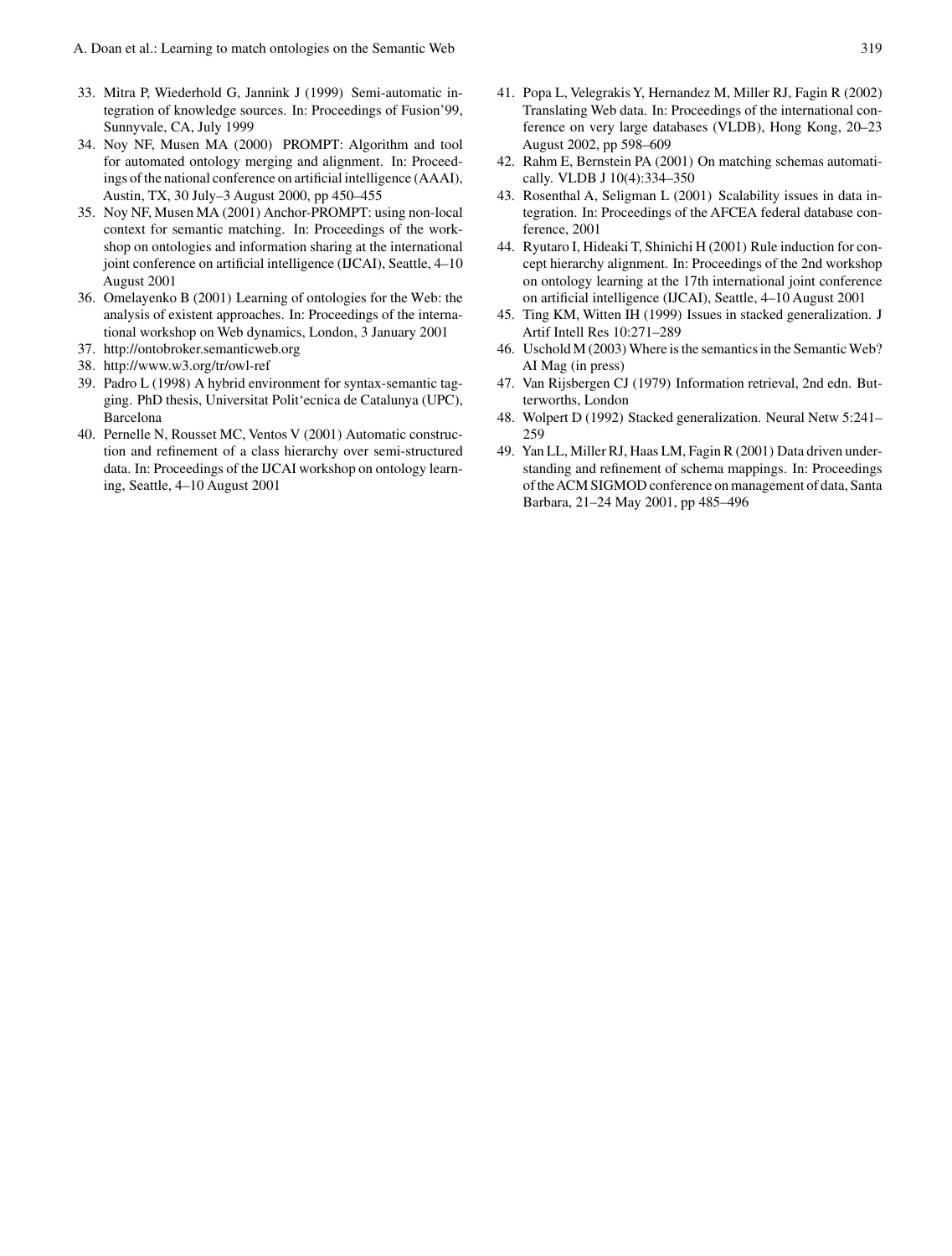33. Mitra P, Wiederhold G, Jannink J (1999) Semi-automatic integration of knowledge sources. In: Proceedings of Fusion'99, Sunnyvale, CA, July 1999
34. Noy NF, Musen MA (2000) PROMPT: Algorithm and tool for automated ontology merging and alignment. In: Proceedings of the national conference on artificial intelligence (AAAI), Austin, TX, 30 July–3 August 2000, pp 450–455
35. Noy NF, Musen MA (2001) Anchor-PROMPT: using non-local context for semantic matching. In: Proceedings of the workshop on ontologies and information sharing at the international joint conference on artificial intelligence (IJCAI), Seattle, 4–10 August 2001
36. Omelayenko B (2001) Learning of ontologies for the Web: the analysis of existent approaches. In: Proceedings of the international workshop on Web dynamics, London, 3 January 2001
37. http://ontobroker.semanticweb.org
38. http://www.w3.org/tr/owl-ref
39. Padro L (1998) A hybrid environment for syntax-semantic tagging. PhD thesis, Universitat Polit'ecnica de Catalunya (UPC), Barcelona
40. Pernelle N, Rousset MC, Ventos V (2001) Automatic construction and refinement of a class hierarchy over semi-structured data. In: Proceedings of the IJCAI workshop on ontology learning, Seattle, 4–10 August 2001
41. Popa L, Velegrakis Y, Hernandez M, Miller RJ, Fagin R (2002) Translating Web data. In: Proceedings of the international conference on very large databases (VLDB), Hong Kong, 20–23 August 2002, pp 598–609
42. Rahm E, Bernstein PA (2001) On matching schemas automatically. VLDB J 10(4):334–350
43. Rosenthal A, Seligman L (2001) Scalability issues in data integration. In: Proceedings of the AFCEA federal database conference, 2001
44. Ryutaro I, Hideaki T, Shinichi H (2001) Rule induction for concept hierarchy alignment. In: Proceedings of the 2nd workshop on ontology learning at the 17th international joint conference on artificial intelligence (IJCAI), Seattle, 4–10 August 2001
45. Ting KM, Witten IH (1999) Issues in stacked generalization. J Artif Intell Res 10:271–289
46. Uschold M (2003) Where is the semantics in the Semantic Web? AI Mag (in press)
47. Van Rijsbergen CJ (1979) Information retrieval, 2nd edn. Butterworths, London
48. Wolpert D (1992) Stacked generalization. Neural Netw 5:241–259
49. Yan LL, Miller RJ, Haas LM, Fagin R (2001) Data driven understanding and refinement of schema mappings. In: Proceedings of the ACM SIGMOD conference on management of data, Santa Barbara, 21–24 May 2001, pp 485–496